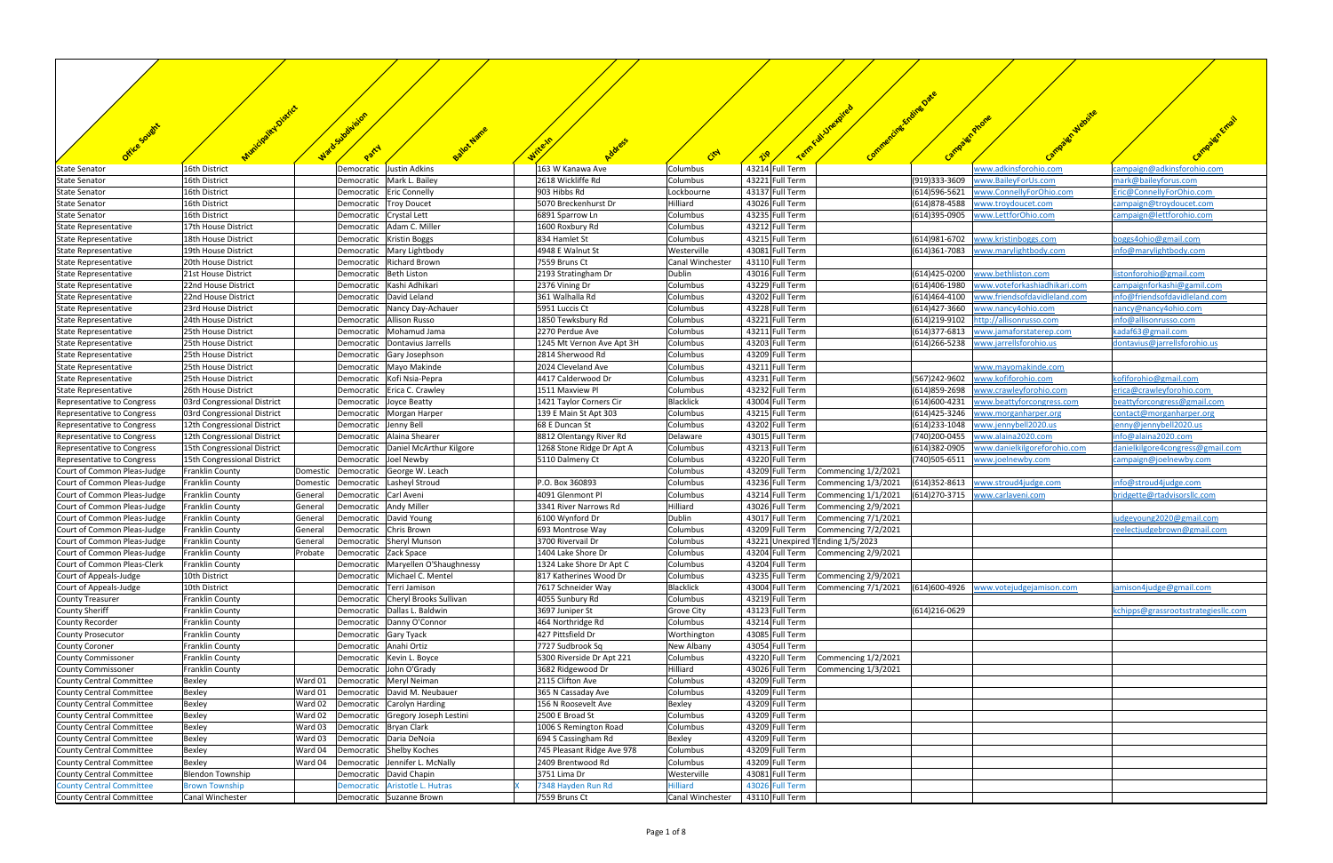| Office Sought | Municipality-District | Ward-Subdivision | Party | Ballot Name | Write-In | Address | City | Zip | Term Full-Unexpired | Commencing-Ending Date | Campaign Phone | Campaign Website | Campaign Email |
|---|---|---|---|---|---|---|---|---|---|---|---|---|---|
| State Senator | 16th District | | Democratic | Justin Adkins | | 163 W Kanawa Ave | Columbus | 43214 | Full Term | | | www.adkinsforohio.com | campaign@adkinsforohio.com |
| State Senator | 16th District | | Democratic | Mark L. Bailey | | 2618 Wickliffe Rd | Columbus | 43221 | Full Term | | (919)333-3609 | www.BaileyForUs.com | mark@baileyforus.com |
| State Senator | 16th District | | Democratic | Eric Connelly | | 903 Hibbs Rd | Lockbourne | 43137 | Full Term | | (614)596-5621 | www.ConnellyForOhio.com | Eric@ConnellyForOhio.com |
| State Senator | 16th District | | Democratic | Troy Doucet | | 5070 Breckenhurst Dr | Hilliard | 43026 | Full Term | | (614)878-4588 | www.troydoucet.com | campaign@troydoucet.com |
| State Senator | 16th District | | Democratic | Crystal Lett | | 6891 Sparrow Ln | Columbus | 43235 | Full Term | | (614)395-0905 | www.LettforOhio.com | campaign@lettforohio.com |
| State Representative | 17th House District | | Democratic | Adam C. Miller | | 1600 Roxbury Rd | Columbus | 43212 | Full Term | | | | |
| State Representative | 18th House District | | Democratic | Kristin Boggs | | 834 Hamlet St | Columbus | 43215 | Full Term | | (614)981-6702 | www.kristinboggs.com | boggs4ohio@gmail.com |
| State Representative | 19th House District | | Democratic | Mary Lightbody | | 4948 E Walnut St | Westerville | 43081 | Full Term | | (614)361-7083 | www.marylightbody.com | info@marylightbody.com |
| State Representative | 20th House District | | Democratic | Richard Brown | | 7559 Bruns Ct | Canal Winchester | 43110 | Full Term | | | | |
| State Representative | 21st House District | | Democratic | Beth Liston | | 2193 Stratingham Dr | Dublin | 43016 | Full Term | | (614)425-0200 | www.bethliston.com | listonforohio@gmail.com |
| State Representative | 22nd House District | | Democratic | Kashi Adhikari | | 2376 Vining Dr | Columbus | 43229 | Full Term | | (614)406-1980 | www.voteforkashiadhikari.com | campaignforkashi@gamil.com |
| State Representative | 22nd House District | | Democratic | David Leland | | 361 Walhalla Rd | Columbus | 43202 | Full Term | | (614)464-4100 | www.friendsofdavidleland.com | info@friendsofdavidleland.com |
| State Representative | 23rd House District | | Democratic | Nancy Day-Achauer | | 5951 Luccis Ct | Columbus | 43228 | Full Term | | (614)427-3660 | www.nancy4ohio.com | nancy@nancy4ohio.com |
| State Representative | 24th House District | | Democratic | Allison Russo | | 1850 Tewksbury Rd | Columbus | 43221 | Full Term | | (614)219-9102 | http://allisonrusso.com | info@allisonrusso.com |
| State Representative | 25th House District | | Democratic | Mohamud Jama | | 2270 Perdue Ave | Columbus | 43211 | Full Term | | (614)377-6813 | www.jamaforstaterep.com | kadaf63@gmail.com |
| State Representative | 25th House District | | Democratic | Dontavius Jarrells | | 1245 Mt Vernon Ave Apt 3H | Columbus | 43203 | Full Term | | (614)266-5238 | www.jarrellsforohio.us | dontavius@jarrellsforohio.us |
| State Representative | 25th House District | | Democratic | Gary Josephson | | 2814 Sherwood Rd | Columbus | 43209 | Full Term | | | | |
| State Representative | 25th House District | | Democratic | Mayo Makinde | | 2024 Cleveland Ave | Columbus | 43211 | Full Term | | | www.mayomakinde.com | |
| State Representative | 25th House District | | Democratic | Kofi Nsia-Pepra | | 4417 Calderwood Dr | Columbus | 43231 | Full Term | | (567)242-9602 | www.kofiforohio.com | kofiforohio@gmail.com |
| State Representative | 26th House District | | Democratic | Erica C. Crawley | | 1511 Maxview Pl | Columbus | 43232 | Full Term | | (614)859-2698 | www.crawleyforohio.com | erica@crawleyforohio.com |
| Representative to Congress | 03rd Congressional District | | Democratic | Joyce Beatty | | 1421 Taylor Corners Cir | Blacklick | 43004 | Full Term | | (614)600-4231 | www.beattyforcongress.com | beattyforcongress@gmail.com |
| Representative to Congress | 03rd Congressional District | | Democratic | Morgan Harper | | 139 E Main St Apt 303 | Columbus | 43215 | Full Term | | (614)425-3246 | www.morganharper.org | contact@morganharper.org |
| Representative to Congress | 12th Congressional District | | Democratic | Jenny Bell | | 68 E Duncan St | Columbus | 43202 | Full Term | | (614)233-1048 | www.jennybell2020.us | jenny@jennybell2020.us |
| Representative to Congress | 12th Congressional District | | Democratic | Alaina Shearer | | 8812 Olentangy River Rd | Delaware | 43015 | Full Term | | (740)200-0455 | www.alaina2020.com | info@alaina2020.com |
| Representative to Congress | 15th Congressional District | | Democratic | Daniel McArthur Kilgore | | 1268 Stone Ridge Dr Apt A | Columbus | 43213 | Full Term | | (614)382-0905 | www.danielkilgoreforohio.com | danielkilgore4congress@gmail.com |
| Representative to Congress | 15th Congressional District | | Democratic | Joel Newby | | 5110 Dalmeny Ct | Columbus | 43220 | Full Term | | (740)505-6511 | www.joelnewby.com | campaign@joelnewby.com |
| Court of Common Pleas-Judge | Franklin County | Domestic | Democratic | George W. Leach | | | Columbus | 43209 | Full Term | Commencing 1/2/2021 | | | |
| Court of Common Pleas-Judge | Franklin County | Domestic | Democratic | Lasheyl Stroud | | P.O. Box 360893 | Columbus | 43236 | Full Term | Commencing 1/3/2021 | (614)352-8613 | www.stroud4judge.com | info@stroud4judge.com |
| Court of Common Pleas-Judge | Franklin County | General | Democratic | Carl Aveni | | 4091 Glenmont Pl | Columbus | 43214 | Full Term | Commencing 1/1/2021 | (614)270-3715 | www.carlaveni.com | bridgette@rtadvisorsllc.com |
| Court of Common Pleas-Judge | Franklin County | General | Democratic | Andy Miller | | 3341 River Narrows Rd | Hilliard | 43026 | Full Term | Commencing 2/9/2021 | | | |
| Court of Common Pleas-Judge | Franklin County | General | Democratic | David Young | | 6100 Wynford Dr | Dublin | 43017 | Full Term | Commencing 7/1/2021 | | | judgeyoung2020@gmail.com |
| Court of Common Pleas-Judge | Franklin County | General | Democratic | Chris Brown | | 693 Montrose Way | Columbus | 43209 | Full Term | Commencing 7/2/2021 | | | reelectjudgebrown@gmail.com |
| Court of Common Pleas-Judge | Franklin County | General | Democratic | Sheryl Munson | | 3700 Rivervail Dr | Columbus | 43221 | Unexpired Term | Ending 1/5/2023 | | | |
| Court of Common Pleas-Judge | Franklin County | Probate | Democratic | Zack Space | | 1404 Lake Shore Dr | Columbus | 43204 | Full Term | Commencing 2/9/2021 | | | |
| Court of Common Pleas-Clerk | Franklin County | | Democratic | Maryellen O'Shaughnessy | | 1324 Lake Shore Dr Apt C | Columbus | 43204 | Full Term | | | | |
| Court of Appeals-Judge | 10th District | | Democratic | Michael C. Mentel | | 817 Katherines Wood Dr | Columbus | 43235 | Full Term | Commencing 2/9/2021 | | | |
| Court of Appeals-Judge | 10th District | | Democratic | Terri Jamison | | 7617 Schneider Way | Blacklick | 43004 | Full Term | Commencing 7/1/2021 | (614)600-4926 | www.votejudgejamison.com | jamison4judge@gmail.com |
| County Treasurer | Franklin County | | Democratic | Cheryl Brooks Sullivan | | 4055 Sunbury Rd | Columbus | 43219 | Full Term | | | | |
| County Sheriff | Franklin County | | Democratic | Dallas L. Baldwin | | 3697 Juniper St | Grove City | 43123 | Full Term | | (614)216-0629 | | kchipps@grassrootsstrategiesllc.com |
| County Recorder | Franklin County | | Democratic | Danny O'Connor | | 464 Northridge Rd | Columbus | 43214 | Full Term | | | | |
| County Prosecutor | Franklin County | | Democratic | Gary Tyack | | 427 Pittsfield Dr | Worthington | 43085 | Full Term | | | | |
| County Coroner | Franklin County | | Democratic | Anahi Ortiz | | 7727 Sudbrook Sq | New Albany | 43054 | Full Term | | | | |
| County Commissioner | Franklin County | | Democratic | Kevin L. Boyce | | 5300 Riverside Dr Apt 221 | Columbus | 43220 | Full Term | Commencing 1/2/2021 | | | |
| County Commissioner | Franklin County | | Democratic | John O'Grady | | 3682 Ridgewood Dr | Hilliard | 43026 | Full Term | Commencing 1/3/2021 | | | |
| County Central Committee | Bexley | Ward 01 | Democratic | Meryl Neiman | | 2115 Clifton Ave | Columbus | 43209 | Full Term | | | | |
| County Central Committee | Bexley | Ward 01 | Democratic | David M. Neubauer | | 365 N Cassaday Ave | Columbus | 43209 | Full Term | | | | |
| County Central Committee | Bexley | Ward 02 | Democratic | Carolyn Harding | | 156 N Roosevelt Ave | Bexley | 43209 | Full Term | | | | |
| County Central Committee | Bexley | Ward 02 | Democratic | Gregory Joseph Lestini | | 2500 E Broad St | Columbus | 43209 | Full Term | | | | |
| County Central Committee | Bexley | Ward 03 | Democratic | Bryan Clark | | 1006 S Remington Road | Columbus | 43209 | Full Term | | | | |
| County Central Committee | Bexley | Ward 03 | Democratic | Daria DeNoia | | 694 S Cassingham Rd | Bexley | 43209 | Full Term | | | | |
| County Central Committee | Bexley | Ward 04 | Democratic | Shelby Koches | | 745 Pleasant Ridge Ave 978 | Columbus | 43209 | Full Term | | | | |
| County Central Committee | Bexley | Ward 04 | Democratic | Jennifer L. McNally | | 2409 Brentwood Rd | Columbus | 43209 | Full Term | | | | |
| County Central Committee | Blendon Township | | Democratic | David Chapin | | 3751 Lima Dr | Westerville | 43081 | Full Term | | | | |
| County Central Committee | Brown Township | | Democratic | Aristotle L. Hutras | X | 7348 Hayden Run Rd | Hilliard | 43026 | Full Term | | | | |
| County Central Committee | Canal Winchester | | Democratic | Suzanne Brown | | 7559 Bruns Ct | Canal Winchester | 43110 | Full Term | | | | |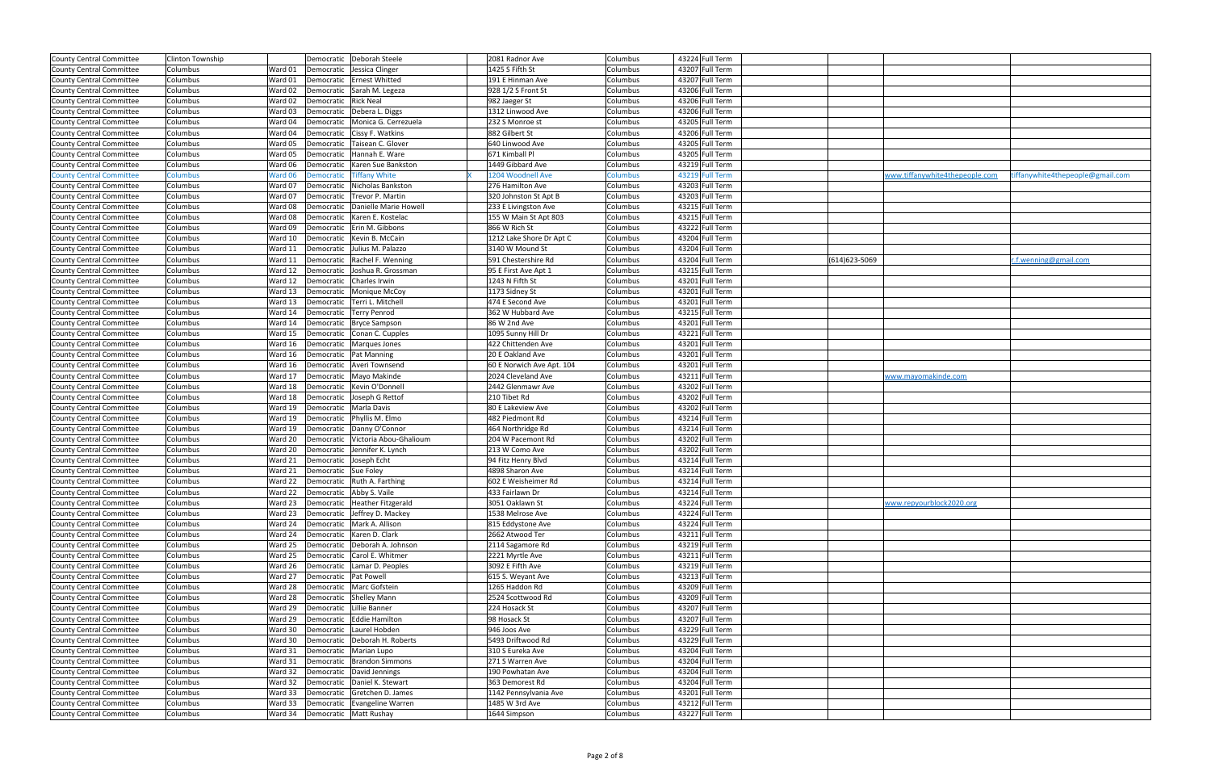| | | | | | | | | | | | | | |
|---|---|---|---|---|---|---|---|---|---|---|---|---|---|
| County Central Committee | Clinton Township | | Democratic | Deborah Steele | | 2081 Radnor Ave | Columbus | 43224 | Full Term | | | | |
| County Central Committee | Columbus | Ward 01 | Democratic | Jessica Clinger | | 1425 S Fifth St | Columbus | 43207 | Full Term | | | | |
| County Central Committee | Columbus | Ward 01 | Democratic | Ernest Whitted | | 191 E Hinman Ave | Columbus | 43207 | Full Term | | | | |
| County Central Committee | Columbus | Ward 02 | Democratic | Sarah M. Legeza | | 928 1/2 S Front St | Columbus | 43206 | Full Term | | | | |
| County Central Committee | Columbus | Ward 02 | Democratic | Rick Neal | | 982 Jaeger St | Columbus | 43206 | Full Term | | | | |
| County Central Committee | Columbus | Ward 03 | Democratic | Debera L. Diggs | | 1312 Linwood Ave | Columbus | 43206 | Full Term | | | | |
| County Central Committee | Columbus | Ward 04 | Democratic | Monica G. Cerrezuela | | 232 S Monroe st | Columbus | 43205 | Full Term | | | | |
| County Central Committee | Columbus | Ward 04 | Democratic | Cissy F. Watkins | | 882 Gilbert St | Columbus | 43206 | Full Term | | | | |
| County Central Committee | Columbus | Ward 05 | Democratic | Taisean C. Glover | | 640 Linwood Ave | Columbus | 43205 | Full Term | | | | |
| County Central Committee | Columbus | Ward 05 | Democratic | Hannah E. Ware | | 671 Kimball Pl | Columbus | 43205 | Full Term | | | | |
| County Central Committee | Columbus | Ward 06 | Democratic | Karen Sue Bankston | | 1449 Gibbard Ave | Columbus | 43219 | Full Term | | | | |
| County Central Committee | Columbus | Ward 06 | Democratic | Tiffany White | X | 1204 Woodnell Ave | Columbus | 43219 | Full Term | | | www.tiffanywhite4thepeople.com | tiffanywhite4thepeople@gmail.com |
| County Central Committee | Columbus | Ward 07 | Democratic | Nicholas Bankston | | 276 Hamilton Ave | Columbus | 43203 | Full Term | | | | |
| County Central Committee | Columbus | Ward 07 | Democratic | Trevor P. Martin | | 320 Johnston St Apt B | Columbus | 43203 | Full Term | | | | |
| County Central Committee | Columbus | Ward 08 | Democratic | Danielle Marie Howell | | 233 E Livingston Ave | Columbus | 43215 | Full Term | | | | |
| County Central Committee | Columbus | Ward 08 | Democratic | Karen E. Kostelac | | 155 W Main St Apt 803 | Columbus | 43215 | Full Term | | | | |
| County Central Committee | Columbus | Ward 09 | Democratic | Erin M. Gibbons | | 866 W Rich St | Columbus | 43222 | Full Term | | | | |
| County Central Committee | Columbus | Ward 10 | Democratic | Kevin B. McCain | | 1212 Lake Shore Dr Apt C | Columbus | 43204 | Full Term | | | | |
| County Central Committee | Columbus | Ward 11 | Democratic | Julius M. Palazzo | | 3140 W Mound St | Columbus | 43204 | Full Term | | | | |
| County Central Committee | Columbus | Ward 11 | Democratic | Rachel F. Wenning | | 591 Chestershire Rd | Columbus | 43204 | Full Term | | (614)623-5069 | | r.f.wenning@gmail.com |
| County Central Committee | Columbus | Ward 12 | Democratic | Joshua R. Grossman | | 95 E First Ave Apt 1 | Columbus | 43215 | Full Term | | | | |
| County Central Committee | Columbus | Ward 12 | Democratic | Charles Irwin | | 1243 N Fifth St | Columbus | 43201 | Full Term | | | | |
| County Central Committee | Columbus | Ward 13 | Democratic | Monique McCoy | | 1173 Sidney St | Columbus | 43201 | Full Term | | | | |
| County Central Committee | Columbus | Ward 13 | Democratic | Terri L. Mitchell | | 474 E Second Ave | Columbus | 43201 | Full Term | | | | |
| County Central Committee | Columbus | Ward 14 | Democratic | Terry Penrod | | 362 W Hubbard Ave | Columbus | 43215 | Full Term | | | | |
| County Central Committee | Columbus | Ward 14 | Democratic | Bryce Sampson | | 86 W 2nd Ave | Columbus | 43201 | Full Term | | | | |
| County Central Committee | Columbus | Ward 15 | Democratic | Conan C. Cupples | | 1095 Sunny Hill Dr | Columbus | 43221 | Full Term | | | | |
| County Central Committee | Columbus | Ward 16 | Democratic | Marques Jones | | 422 Chittenden Ave | Columbus | 43201 | Full Term | | | | |
| County Central Committee | Columbus | Ward 16 | Democratic | Pat Manning | | 20 E Oakland Ave | Columbus | 43201 | Full Term | | | | |
| County Central Committee | Columbus | Ward 16 | Democratic | Averi Townsend | | 60 E Norwich Ave Apt. 104 | Columbus | 43201 | Full Term | | | | |
| County Central Committee | Columbus | Ward 17 | Democratic | Mayo Makinde | | 2024 Cleveland Ave | Columbus | 43211 | Full Term | | | www.mayomakinde.com | |
| County Central Committee | Columbus | Ward 18 | Democratic | Kevin O'Donnell | | 2442 Glenmawr Ave | Columbus | 43202 | Full Term | | | | |
| County Central Committee | Columbus | Ward 18 | Democratic | Joseph G Rettof | | 210 Tibet Rd | Columbus | 43202 | Full Term | | | | |
| County Central Committee | Columbus | Ward 19 | Democratic | Marla Davis | | 80 E Lakeview Ave | Columbus | 43202 | Full Term | | | | |
| County Central Committee | Columbus | Ward 19 | Democratic | Phyllis M. Elmo | | 482 Piedmont Rd | Columbus | 43214 | Full Term | | | | |
| County Central Committee | Columbus | Ward 19 | Democratic | Danny O'Connor | | 464 Northridge Rd | Columbus | 43214 | Full Term | | | | |
| County Central Committee | Columbus | Ward 20 | Democratic | Victoria Abou-Ghalioum | | 204 W Pacemont Rd | Columbus | 43202 | Full Term | | | | |
| County Central Committee | Columbus | Ward 20 | Democratic | Jennifer K. Lynch | | 213 W Como Ave | Columbus | 43202 | Full Term | | | | |
| County Central Committee | Columbus | Ward 21 | Democratic | Joseph Echt | | 94 Fitz Henry Blvd | Columbus | 43214 | Full Term | | | | |
| County Central Committee | Columbus | Ward 21 | Democratic | Sue Foley | | 4898 Sharon Ave | Columbus | 43214 | Full Term | | | | |
| County Central Committee | Columbus | Ward 22 | Democratic | Ruth A. Farthing | | 602 E Weisheimer Rd | Columbus | 43214 | Full Term | | | | |
| County Central Committee | Columbus | Ward 22 | Democratic | Abby S. Vaile | | 433 Fairlawn Dr | Columbus | 43214 | Full Term | | | | |
| County Central Committee | Columbus | Ward 23 | Democratic | Heather Fitzgerald | | 3051 Oaklawn St | Columbus | 43224 | Full Term | | | www.repyourblock2020.org | |
| County Central Committee | Columbus | Ward 23 | Democratic | Jeffrey D. Mackey | | 1538 Melrose Ave | Columbus | 43224 | Full Term | | | | |
| County Central Committee | Columbus | Ward 24 | Democratic | Mark A. Allison | | 815 Eddystone Ave | Columbus | 43224 | Full Term | | | | |
| County Central Committee | Columbus | Ward 24 | Democratic | Karen D. Clark | | 2662 Atwood Ter | Columbus | 43211 | Full Term | | | | |
| County Central Committee | Columbus | Ward 25 | Democratic | Deborah A. Johnson | | 2114 Sagamore Rd | Columbus | 43219 | Full Term | | | | |
| County Central Committee | Columbus | Ward 25 | Democratic | Carol E. Whitmer | | 2221 Myrtle Ave | Columbus | 43211 | Full Term | | | | |
| County Central Committee | Columbus | Ward 26 | Democratic | Lamar D. Peoples | | 3092 E Fifth Ave | Columbus | 43219 | Full Term | | | | |
| County Central Committee | Columbus | Ward 27 | Democratic | Pat Powell | | 615 S. Weyant Ave | Columbus | 43213 | Full Term | | | | |
| County Central Committee | Columbus | Ward 28 | Democratic | Marc Gofstein | | 1265 Haddon Rd | Columbus | 43209 | Full Term | | | | |
| County Central Committee | Columbus | Ward 28 | Democratic | Shelley Mann | | 2524 Scottwood Rd | Columbus | 43209 | Full Term | | | | |
| County Central Committee | Columbus | Ward 29 | Democratic | Lillie Banner | | 224 Hosack St | Columbus | 43207 | Full Term | | | | |
| County Central Committee | Columbus | Ward 29 | Democratic | Eddie Hamilton | | 98 Hosack St | Columbus | 43207 | Full Term | | | | |
| County Central Committee | Columbus | Ward 30 | Democratic | Laurel Hobden | | 946 Joos Ave | Columbus | 43229 | Full Term | | | | |
| County Central Committee | Columbus | Ward 30 | Democratic | Deborah H. Roberts | | 5493 Driftwood Rd | Columbus | 43229 | Full Term | | | | |
| County Central Committee | Columbus | Ward 31 | Democratic | Marian Lupo | | 310 S Eureka Ave | Columbus | 43204 | Full Term | | | | |
| County Central Committee | Columbus | Ward 31 | Democratic | Brandon Simmons | | 271 S Warren Ave | Columbus | 43204 | Full Term | | | | |
| County Central Committee | Columbus | Ward 32 | Democratic | David Jennings | | 190 Powhatan Ave | Columbus | 43204 | Full Term | | | | |
| County Central Committee | Columbus | Ward 32 | Democratic | Daniel K. Stewart | | 363 Demorest Rd | Columbus | 43204 | Full Term | | | | |
| County Central Committee | Columbus | Ward 33 | Democratic | Gretchen D. James | | 1142 Pennsylvania Ave | Columbus | 43201 | Full Term | | | | |
| County Central Committee | Columbus | Ward 33 | Democratic | Evangeline Warren | | 1485 W 3rd Ave | Columbus | 43212 | Full Term | | | | |
| County Central Committee | Columbus | Ward 34 | Democratic | Matt Rushay | | 1644 Simpson | Columbus | 43227 | Full Term | | | | |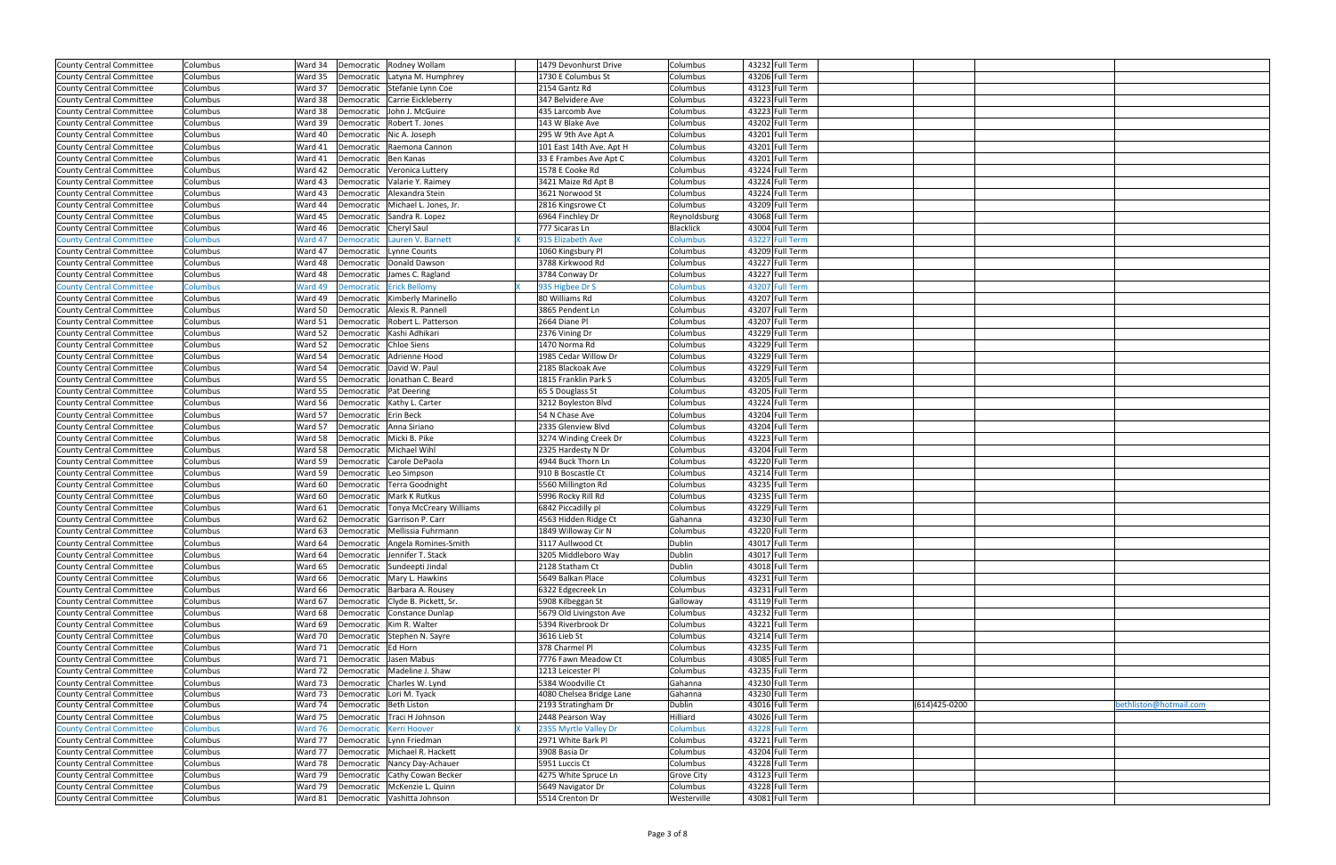| | | | | | | | | | | | | | |
|---|---|---|---|---|---|---|---|---|---|---|---|---|---|
| County Central Committee | Columbus | Ward 34 | Democratic | Rodney Wollam | | 1479 Devonhurst Drive | Columbus | 43232 | Full Term | | | | |
| County Central Committee | Columbus | Ward 35 | Democratic | Latyna M. Humphrey | | 1730 E Columbus St | Columbus | 43206 | Full Term | | | | |
| County Central Committee | Columbus | Ward 37 | Democratic | Stefanie Lynn Coe | | 2154 Gantz Rd | Columbus | 43123 | Full Term | | | | |
| County Central Committee | Columbus | Ward 38 | Democratic | Carrie Eickleberry | | 347 Belvidere Ave | Columbus | 43223 | Full Term | | | | |
| County Central Committee | Columbus | Ward 38 | Democratic | John J. McGuire | | 435 Larcomb Ave | Columbus | 43223 | Full Term | | | | |
| County Central Committee | Columbus | Ward 39 | Democratic | Robert T. Jones | | 143 W Blake Ave | Columbus | 43202 | Full Term | | | | |
| County Central Committee | Columbus | Ward 40 | Democratic | Nic A. Joseph | | 295 W 9th Ave Apt A | Columbus | 43201 | Full Term | | | | |
| County Central Committee | Columbus | Ward 41 | Democratic | Raemona Cannon | | 101 East 14th Ave. Apt H | Columbus | 43201 | Full Term | | | | |
| County Central Committee | Columbus | Ward 41 | Democratic | Ben Kanas | | 33 E Frambes Ave Apt C | Columbus | 43201 | Full Term | | | | |
| County Central Committee | Columbus | Ward 42 | Democratic | Veronica Luttery | | 1578 E Cooke Rd | Columbus | 43224 | Full Term | | | | |
| County Central Committee | Columbus | Ward 43 | Democratic | Valarie Y. Raimey | | 3421 Maize Rd Apt B | Columbus | 43224 | Full Term | | | | |
| County Central Committee | Columbus | Ward 43 | Democratic | Alexandra Stein | | 3621 Norwood St | Columbus | 43224 | Full Term | | | | |
| County Central Committee | Columbus | Ward 44 | Democratic | Michael L. Jones, Jr. | | 2816 Kingsrowe Ct | Columbus | 43209 | Full Term | | | | |
| County Central Committee | Columbus | Ward 45 | Democratic | Sandra R. Lopez | | 6964 Finchley Dr | Reynoldsburg | 43068 | Full Term | | | | |
| County Central Committee | Columbus | Ward 46 | Democratic | Cheryl Saul | | 777 Sicaras Ln | Blacklick | 43004 | Full Term | | | | |
| County Central Committee | Columbus | Ward 47 | Democratic | Lauren V. Barnett | X | 915 Elizabeth Ave | Columbus | 43227 | Full Term | | | | |
| County Central Committee | Columbus | Ward 47 | Democratic | Lynne Counts | | 1060 Kingsbury Pl | Columbus | 43209 | Full Term | | | | |
| County Central Committee | Columbus | Ward 48 | Democratic | Donald Dawson | | 3788 Kirkwood Rd | Columbus | 43227 | Full Term | | | | |
| County Central Committee | Columbus | Ward 48 | Democratic | James C. Ragland | | 3784 Conway Dr | Columbus | 43227 | Full Term | | | | |
| County Central Committee | Columbus | Ward 49 | Democratic | Erick Bellomy | X | 935 Higbee Dr S | Columbus | 43207 | Full Term | | | | |
| County Central Committee | Columbus | Ward 49 | Democratic | Kimberly Marinello | | 80 Williams Rd | Columbus | 43207 | Full Term | | | | |
| County Central Committee | Columbus | Ward 50 | Democratic | Alexis R. Pannell | | 3865 Pendent Ln | Columbus | 43207 | Full Term | | | | |
| County Central Committee | Columbus | Ward 51 | Democratic | Robert L. Patterson | | 2664 Diane Pl | Columbus | 43207 | Full Term | | | | |
| County Central Committee | Columbus | Ward 52 | Democratic | Kashi Adhikari | | 2376 Vining Dr | Columbus | 43229 | Full Term | | | | |
| County Central Committee | Columbus | Ward 52 | Democratic | Chloe Siens | | 1470 Norma Rd | Columbus | 43229 | Full Term | | | | |
| County Central Committee | Columbus | Ward 54 | Democratic | Adrienne Hood | | 1985 Cedar Willow Dr | Columbus | 43229 | Full Term | | | | |
| County Central Committee | Columbus | Ward 54 | Democratic | David W. Paul | | 2185 Blackoak Ave | Columbus | 43229 | Full Term | | | | |
| County Central Committee | Columbus | Ward 55 | Democratic | Jonathan C. Beard | | 1815 Franklin Park S | Columbus | 43205 | Full Term | | | | |
| County Central Committee | Columbus | Ward 55 | Democratic | Pat Deering | | 65 S Douglass St | Columbus | 43205 | Full Term | | | | |
| County Central Committee | Columbus | Ward 56 | Democratic | Kathy L. Carter | | 3212 Boyleston Blvd | Columbus | 43224 | Full Term | | | | |
| County Central Committee | Columbus | Ward 57 | Democratic | Erin Beck | | 54 N Chase Ave | Columbus | 43204 | Full Term | | | | |
| County Central Committee | Columbus | Ward 57 | Democratic | Anna Siriano | | 2335 Glenview Blvd | Columbus | 43204 | Full Term | | | | |
| County Central Committee | Columbus | Ward 58 | Democratic | Micki B. Pike | | 3274 Winding Creek Dr | Columbus | 43223 | Full Term | | | | |
| County Central Committee | Columbus | Ward 58 | Democratic | Michael Wihl | | 2325 Hardesty N Dr | Columbus | 43204 | Full Term | | | | |
| County Central Committee | Columbus | Ward 59 | Democratic | Carole DePaola | | 4944 Buck Thorn Ln | Columbus | 43220 | Full Term | | | | |
| County Central Committee | Columbus | Ward 59 | Democratic | Leo Simpson | | 910 B Boscastle Ct | Columbus | 43214 | Full Term | | | | |
| County Central Committee | Columbus | Ward 60 | Democratic | Terra Goodnight | | 5560 Millington Rd | Columbus | 43235 | Full Term | | | | |
| County Central Committee | Columbus | Ward 60 | Democratic | Mark K Rutkus | | 5996 Rocky Rill Rd | Columbus | 43235 | Full Term | | | | |
| County Central Committee | Columbus | Ward 61 | Democratic | Tonya McCreary Williams | | 6842 Piccadilly pl | Columbus | 43229 | Full Term | | | | |
| County Central Committee | Columbus | Ward 62 | Democratic | Garrison P. Carr | | 4563 Hidden Ridge Ct | Gahanna | 43230 | Full Term | | | | |
| County Central Committee | Columbus | Ward 63 | Democratic | Mellissia Fuhrmann | | 1849 Willoway Cir N | Columbus | 43220 | Full Term | | | | |
| County Central Committee | Columbus | Ward 64 | Democratic | Angela Romines-Smith | | 3117 Aullwood Ct | Dublin | 43017 | Full Term | | | | |
| County Central Committee | Columbus | Ward 64 | Democratic | Jennifer T. Stack | | 3205 Middleboro Way | Dublin | 43017 | Full Term | | | | |
| County Central Committee | Columbus | Ward 65 | Democratic | Sundeepti Jindal | | 2128 Statham Ct | Dublin | 43018 | Full Term | | | | |
| County Central Committee | Columbus | Ward 66 | Democratic | Mary L. Hawkins | | 5649 Balkan Place | Columbus | 43231 | Full Term | | | | |
| County Central Committee | Columbus | Ward 66 | Democratic | Barbara A. Rousey | | 6322 Edgecreek Ln | Columbus | 43231 | Full Term | | | | |
| County Central Committee | Columbus | Ward 67 | Democratic | Clyde B. Pickett, Sr. | | 5908 Kilbeggan St | Galloway | 43119 | Full Term | | | | |
| County Central Committee | Columbus | Ward 68 | Democratic | Constance Dunlap | | 5679 Old Livingston Ave | Columbus | 43232 | Full Term | | | | |
| County Central Committee | Columbus | Ward 69 | Democratic | Kim R. Walter | | 5394 Riverbrook Dr | Columbus | 43221 | Full Term | | | | |
| County Central Committee | Columbus | Ward 70 | Democratic | Stephen N. Sayre | | 3616 Lieb St | Columbus | 43214 | Full Term | | | | |
| County Central Committee | Columbus | Ward 71 | Democratic | Ed Horn | | 378 Charmel Pl | Columbus | 43235 | Full Term | | | | |
| County Central Committee | Columbus | Ward 71 | Democratic | Jasen Mabus | | 7776 Fawn Meadow Ct | Columbus | 43085 | Full Term | | | | |
| County Central Committee | Columbus | Ward 72 | Democratic | Madeline J. Shaw | | 1213 Leicester Pl | Columbus | 43235 | Full Term | | | | |
| County Central Committee | Columbus | Ward 73 | Democratic | Charles W. Lynd | | 5384 Woodville Ct | Gahanna | 43230 | Full Term | | | | |
| County Central Committee | Columbus | Ward 73 | Democratic | Lori M. Tyack | | 4080 Chelsea Bridge Lane | Gahanna | 43230 | Full Term | | | | |
| County Central Committee | Columbus | Ward 74 | Democratic | Beth Liston | | 2193 Stratingham Dr | Dublin | 43016 | Full Term | | (614)425-0200 | | bethliston@hotmail.com |
| County Central Committee | Columbus | Ward 75 | Democratic | Traci H Johnson | | 2448 Pearson Way | Hilliard | 43026 | Full Term | | | | |
| County Central Committee | Columbus | Ward 76 | Democratic | Kerri Hoover | X | 2355 Myrtle Valley Dr | Columbus | 43228 | Full Term | | | | |
| County Central Committee | Columbus | Ward 77 | Democratic | Lynn Friedman | | 2971 White Bark Pl | Columbus | 43221 | Full Term | | | | |
| County Central Committee | Columbus | Ward 77 | Democratic | Michael R. Hackett | | 3908 Basia Dr | Columbus | 43204 | Full Term | | | | |
| County Central Committee | Columbus | Ward 78 | Democratic | Nancy Day-Achauer | | 5951 Luccis Ct | Columbus | 43228 | Full Term | | | | |
| County Central Committee | Columbus | Ward 79 | Democratic | Cathy Cowan Becker | | 4275 White Spruce Ln | Grove City | 43123 | Full Term | | | | |
| County Central Committee | Columbus | Ward 79 | Democratic | McKenzie L. Quinn | | 5649 Navigator Dr | Columbus | 43228 | Full Term | | | | |
| County Central Committee | Columbus | Ward 81 | Democratic | Vashitta Johnson | | 5514 Crenton Dr | Westerville | 43081 | Full Term | | | | |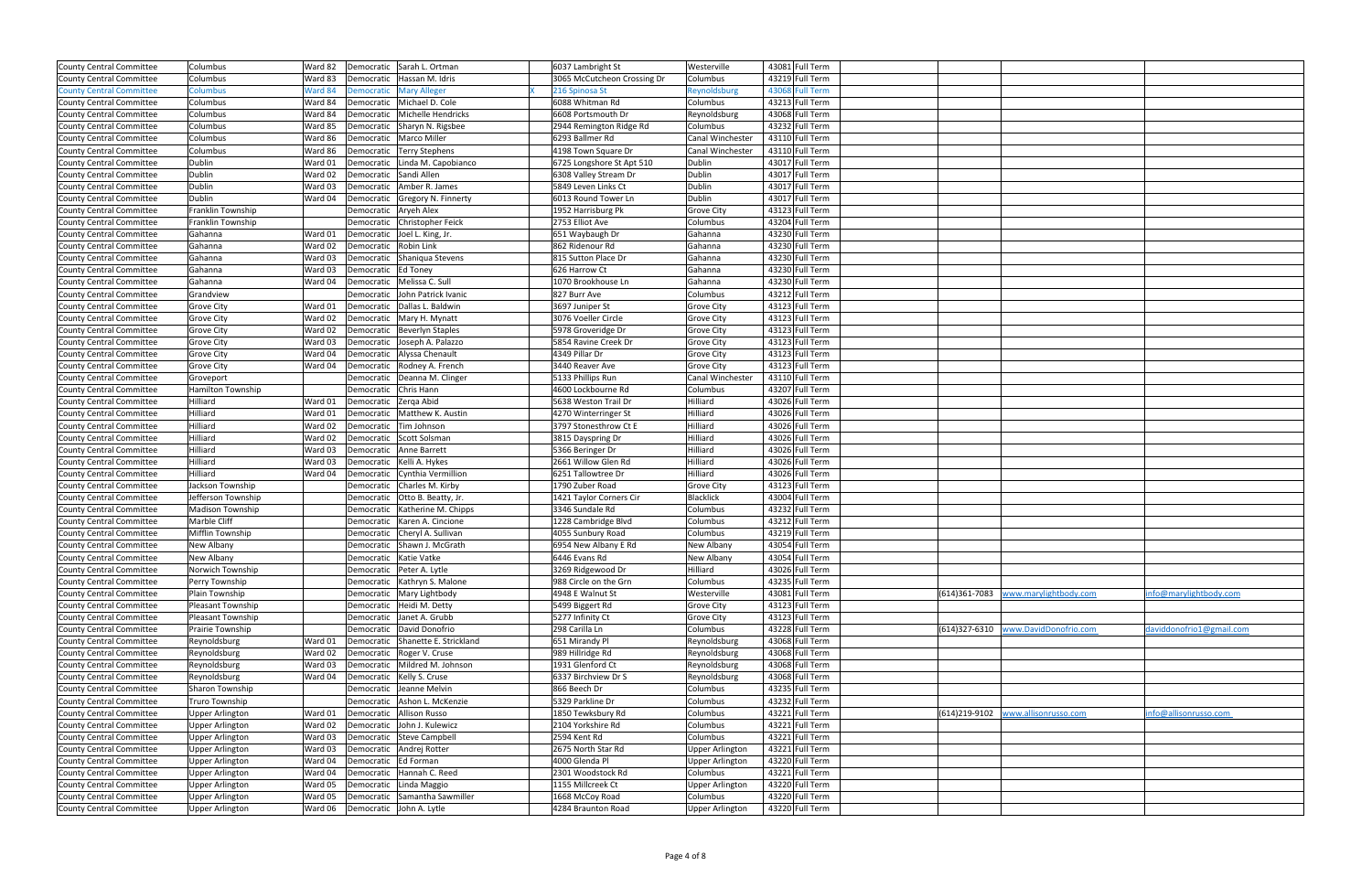| | | | | | | | | | | | | | |
|---|---|---|---|---|---|---|---|---|---|---|---|---|---|
| County Central Committee | Columbus | Ward 82 | Democratic | Sarah L. Ortman | | 6037 Lambright St | Westerville | 43081 | Full Term | | | | |
| County Central Committee | Columbus | Ward 83 | Democratic | Hassan M. Idris | | 3065 McCutcheon Crossing Dr | Columbus | 43219 | Full Term | | | | |
| County Central Committee | Columbus | Ward 84 | Democratic | Mary Alleger | X | 216 Spinosa St | Reynoldsburg | 43068 | Full Term | | | | |
| County Central Committee | Columbus | Ward 84 | Democratic | Michael D. Cole | | 6088 Whitman Rd | Columbus | 43213 | Full Term | | | | |
| County Central Committee | Columbus | Ward 84 | Democratic | Michelle Hendricks | | 6608 Portsmouth Dr | Reynoldsburg | 43068 | Full Term | | | | |
| County Central Committee | Columbus | Ward 85 | Democratic | Sharyn N. Rigsbee | | 2944 Remington Ridge Rd | Columbus | 43232 | Full Term | | | | |
| County Central Committee | Columbus | Ward 86 | Democratic | Marco Miller | | 6293 Ballmer Rd | Canal Winchester | 43110 | Full Term | | | | |
| County Central Committee | Columbus | Ward 86 | Democratic | Terry Stephens | | 4198 Town Square Dr | Canal Winchester | 43110 | Full Term | | | | |
| County Central Committee | Dublin | Ward 01 | Democratic | Linda M. Capobianco | | 6725 Longshore St Apt 510 | Dublin | 43017 | Full Term | | | | |
| County Central Committee | Dublin | Ward 02 | Democratic | Sandi Allen | | 6308 Valley Stream Dr | Dublin | 43017 | Full Term | | | | |
| County Central Committee | Dublin | Ward 03 | Democratic | Amber R. James | | 5849 Leven Links Ct | Dublin | 43017 | Full Term | | | | |
| County Central Committee | Dublin | Ward 04 | Democratic | Gregory N. Finnerty | | 6013 Round Tower Ln | Dublin | 43017 | Full Term | | | | |
| County Central Committee | Franklin Township | | Democratic | Aryeh Alex | | 1952 Harrisburg Pk | Grove City | 43123 | Full Term | | | | |
| County Central Committee | Franklin Township | | Democratic | Christopher Feick | | 2753 Elliot Ave | Columbus | 43204 | Full Term | | | | |
| County Central Committee | Gahanna | Ward 01 | Democratic | Joel L. King, Jr. | | 651 Waybaugh Dr | Gahanna | 43230 | Full Term | | | | |
| County Central Committee | Gahanna | Ward 02 | Democratic | Robin Link | | 862 Ridenour Rd | Gahanna | 43230 | Full Term | | | | |
| County Central Committee | Gahanna | Ward 03 | Democratic | Shaniqua Stevens | | 815 Sutton Place Dr | Gahanna | 43230 | Full Term | | | | |
| County Central Committee | Gahanna | Ward 03 | Democratic | Ed Toney | | 626 Harrow Ct | Gahanna | 43230 | Full Term | | | | |
| County Central Committee | Gahanna | Ward 04 | Democratic | Melissa C. Sull | | 1070 Brookhouse Ln | Gahanna | 43230 | Full Term | | | | |
| County Central Committee | Grandview | | Democratic | John Patrick Ivanic | | 827 Burr Ave | Columbus | 43212 | Full Term | | | | |
| County Central Committee | Grove City | Ward 01 | Democratic | Dallas L. Baldwin | | 3697 Juniper St | Grove City | 43123 | Full Term | | | | |
| County Central Committee | Grove City | Ward 02 | Democratic | Mary H. Mynatt | | 3076 Voeller Circle | Grove City | 43123 | Full Term | | | | |
| County Central Committee | Grove City | Ward 02 | Democratic | Beverlyn Staples | | 5978 Groveridge Dr | Grove City | 43123 | Full Term | | | | |
| County Central Committee | Grove City | Ward 03 | Democratic | Joseph A. Palazzo | | 5854 Ravine Creek Dr | Grove City | 43123 | Full Term | | | | |
| County Central Committee | Grove City | Ward 04 | Democratic | Alyssa Chenault | | 4349 Pillar Dr | Grove City | 43123 | Full Term | | | | |
| County Central Committee | Grove City | Ward 04 | Democratic | Rodney A. French | | 3440 Reaver Ave | Grove City | 43123 | Full Term | | | | |
| County Central Committee | Groveport | | Democratic | Deanna M. Clinger | | 5133 Phillips Run | Canal Winchester | 43110 | Full Term | | | | |
| County Central Committee | Hamilton Township | | Democratic | Chris Hann | | 4600 Lockbourne Rd | Columbus | 43207 | Full Term | | | | |
| County Central Committee | Hilliard | Ward 01 | Democratic | Zerqa Abid | | 5638 Weston Trail Dr | Hilliard | 43026 | Full Term | | | | |
| County Central Committee | Hilliard | Ward 01 | Democratic | Matthew K. Austin | | 4270 Winterringer St | Hilliard | 43026 | Full Term | | | | |
| County Central Committee | Hilliard | Ward 02 | Democratic | Tim Johnson | | 3797 Stonesthrow Ct E | Hilliard | 43026 | Full Term | | | | |
| County Central Committee | Hilliard | Ward 02 | Democratic | Scott Solsman | | 3815 Dayspring Dr | Hilliard | 43026 | Full Term | | | | |
| County Central Committee | Hilliard | Ward 03 | Democratic | Anne Barrett | | 5366 Beringer Dr | Hilliard | 43026 | Full Term | | | | |
| County Central Committee | Hilliard | Ward 03 | Democratic | Kelli A. Hykes | | 2661 Willow Glen Rd | Hilliard | 43026 | Full Term | | | | |
| County Central Committee | Hilliard | Ward 04 | Democratic | Cynthia Vermillion | | 6251 Tallowtree Dr | Hilliard | 43026 | Full Term | | | | |
| County Central Committee | Jackson Township | | Democratic | Charles M. Kirby | | 1790 Zuber Road | Grove City | 43123 | Full Term | | | | |
| County Central Committee | Jefferson Township | | Democratic | Otto B. Beatty, Jr. | | 1421 Taylor Corners Cir | Blacklick | 43004 | Full Term | | | | |
| County Central Committee | Madison Township | | Democratic | Katherine M. Chipps | | 3346 Sundale Rd | Columbus | 43232 | Full Term | | | | |
| County Central Committee | Marble Cliff | | Democratic | Karen A. Cincione | | 1228 Cambridge Blvd | Columbus | 43212 | Full Term | | | | |
| County Central Committee | Mifflin Township | | Democratic | Cheryl A. Sullivan | | 4055 Sunbury Road | Columbus | 43219 | Full Term | | | | |
| County Central Committee | New Albany | | Democratic | Shawn J. McGrath | | 6954 New Albany E Rd | New Albany | 43054 | Full Term | | | | |
| County Central Committee | New Albany | | Democratic | Katie Vatke | | 6446 Evans Rd | New Albany | 43054 | Full Term | | | | |
| County Central Committee | Norwich Township | | Democratic | Peter A. Lytle | | 3269 Ridgewood Dr | Hilliard | 43026 | Full Term | | | | |
| County Central Committee | Perry Township | | Democratic | Kathryn S. Malone | | 988 Circle on the Grn | Columbus | 43235 | Full Term | | | | |
| County Central Committee | Plain Township | | Democratic | Mary Lightbody | | 4948 E Walnut St | Westerville | 43081 | Full Term | | (614)361-7083 | www.marylightbody.com | info@marylightbody.com |
| County Central Committee | Pleasant Township | | Democratic | Heidi M. Detty | | 5499 Biggert Rd | Grove City | 43123 | Full Term | | | | |
| County Central Committee | Pleasant Township | | Democratic | Janet A. Grubb | | 5277 Infinity Ct | Grove City | 43123 | Full Term | | | | |
| County Central Committee | Prairie Township | | Democratic | David Donofrio | | 298 Carilla Ln | Columbus | 43228 | Full Term | | (614)327-6310 | www.DavidDonofrio.com | daviddonofrio1@gmail.com |
| County Central Committee | Reynoldsburg | Ward 01 | Democratic | Shanette E. Strickland | | 651 Mirandy Pl | Reynoldsburg | 43068 | Full Term | | | | |
| County Central Committee | Reynoldsburg | Ward 02 | Democratic | Roger V. Cruse | | 989 Hillridge Rd | Reynoldsburg | 43068 | Full Term | | | | |
| County Central Committee | Reynoldsburg | Ward 03 | Democratic | Mildred M. Johnson | | 1931 Glenford Ct | Reynoldsburg | 43068 | Full Term | | | | |
| County Central Committee | Reynoldsburg | Ward 04 | Democratic | Kelly S. Cruse | | 6337 Birchview Dr S | Reynoldsburg | 43068 | Full Term | | | | |
| County Central Committee | Sharon Township | | Democratic | Jeanne Melvin | | 866 Beech Dr | Columbus | 43235 | Full Term | | | | |
| County Central Committee | Truro Township | | Democratic | Ashon L. McKenzie | | 5329 Parkline Dr | Columbus | 43232 | Full Term | | | | |
| County Central Committee | Upper Arlington | Ward 01 | Democratic | Allison Russo | | 1850 Tewksbury Rd | Columbus | 43221 | Full Term | | (614)219-9102 | www.allisonrusso.com | info@allisonrusso.com |
| County Central Committee | Upper Arlington | Ward 02 | Democratic | John J. Kulewicz | | 2104 Yorkshire Rd | Columbus | 43221 | Full Term | | | | |
| County Central Committee | Upper Arlington | Ward 03 | Democratic | Steve Campbell | | 2594 Kent Rd | Columbus | 43221 | Full Term | | | | |
| County Central Committee | Upper Arlington | Ward 03 | Democratic | Andrej Rotter | | 2675 North Star Rd | Upper Arlington | 43221 | Full Term | | | | |
| County Central Committee | Upper Arlington | Ward 04 | Democratic | Ed Forman | | 4000 Glenda Pl | Upper Arlington | 43220 | Full Term | | | | |
| County Central Committee | Upper Arlington | Ward 04 | Democratic | Hannah C. Reed | | 2301 Woodstock Rd | Columbus | 43221 | Full Term | | | | |
| County Central Committee | Upper Arlington | Ward 05 | Democratic | Linda Maggio | | 1155 Millcreek Ct | Upper Arlington | 43220 | Full Term | | | | |
| County Central Committee | Upper Arlington | Ward 05 | Democratic | Samantha Sawmiller | | 1668 McCoy Road | Columbus | 43220 | Full Term | | | | |
| County Central Committee | Upper Arlington | Ward 06 | Democratic | John A. Lytle | | 4284 Braunton Road | Upper Arlington | 43220 | Full Term | | | | |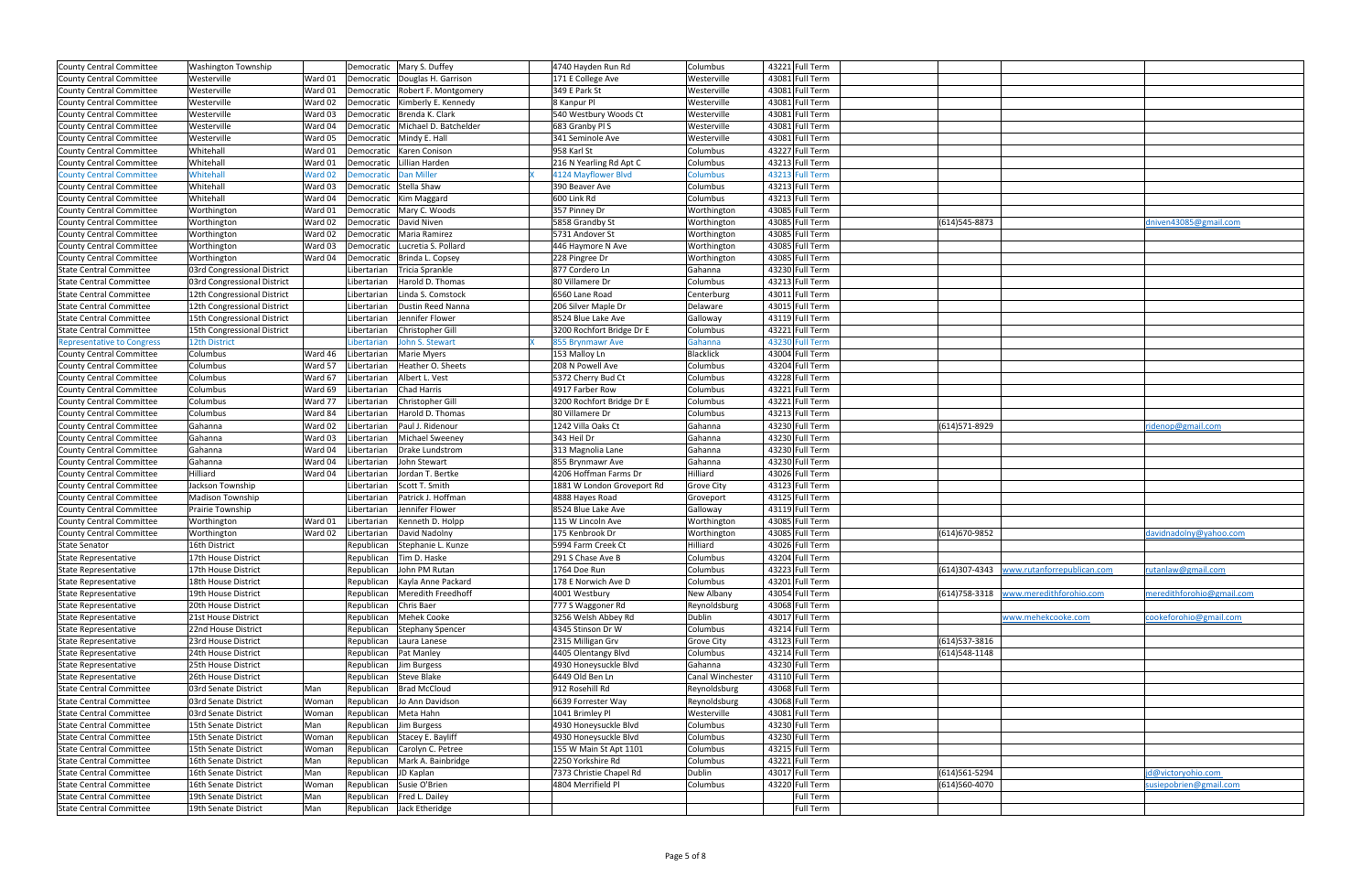| | | | | | | | | | | | | | |
|---|---|---|---|---|---|---|---|---|---|---|---|---|---|
| County Central Committee | Washington Township | | Democratic | Mary S. Duffey | | 4740 Hayden Run Rd | Columbus | 43221 | Full Term | | | | |
| County Central Committee | Westerville | Ward 01 | Democratic | Douglas H. Garrison | | 171 E College Ave | Westerville | 43081 | Full Term | | | | |
| County Central Committee | Westerville | Ward 01 | Democratic | Robert F. Montgomery | | 349 E Park St | Westerville | 43081 | Full Term | | | | |
| County Central Committee | Westerville | Ward 02 | Democratic | Kimberly E. Kennedy | | 8 Kanpur Pl | Westerville | 43081 | Full Term | | | | |
| County Central Committee | Westerville | Ward 03 | Democratic | Brenda K. Clark | | 540 Westbury Woods Ct | Westerville | 43081 | Full Term | | | | |
| County Central Committee | Westerville | Ward 04 | Democratic | Michael D. Batchelder | | 683 Granby Pl S | Westerville | 43081 | Full Term | | | | |
| County Central Committee | Westerville | Ward 05 | Democratic | Mindy E. Hall | | 341 Seminole Ave | Westerville | 43081 | Full Term | | | | |
| County Central Committee | Whitehall | Ward 01 | Democratic | Karen Conison | | 958 Karl St | Columbus | 43227 | Full Term | | | | |
| County Central Committee | Whitehall | Ward 01 | Democratic | Lillian Harden | | 216 N Yearling Rd Apt C | Columbus | 43213 | Full Term | | | | |
| County Central Committee | Whitehall | Ward 02 | Democratic | Dan Miller | X | 4124 Mayflower Blvd | Columbus | 43213 | Full Term | | | | |
| County Central Committee | Whitehall | Ward 03 | Democratic | Stella Shaw | | 390 Beaver Ave | Columbus | 43213 | Full Term | | | | |
| County Central Committee | Whitehall | Ward 04 | Democratic | Kim Maggard | | 600 Link Rd | Columbus | 43213 | Full Term | | | | |
| County Central Committee | Worthington | Ward 01 | Democratic | Mary C. Woods | | 357 Pinney Dr | Worthington | 43085 | Full Term | | | | |
| County Central Committee | Worthington | Ward 02 | Democratic | David Niven | | 5858 Grandby St | Worthington | 43085 | Full Term | | (614)545-8873 | | dniven43085@gmail.com |
| County Central Committee | Worthington | Ward 02 | Democratic | Maria Ramirez | | 5731 Andover St | Worthington | 43085 | Full Term | | | | |
| County Central Committee | Worthington | Ward 03 | Democratic | Lucretia S. Pollard | | 446 Haymore N Ave | Worthington | 43085 | Full Term | | | | |
| County Central Committee | Worthington | Ward 04 | Democratic | Brinda L. Copsey | | 228 Pingree Dr | Worthington | 43085 | Full Term | | | | |
| State Central Committee | 03rd Congressional District | | Libertarian | Tricia Sprankle | | 877 Cordero Ln | Gahanna | 43230 | Full Term | | | | |
| State Central Committee | 03rd Congressional District | | Libertarian | Harold D. Thomas | | 80 Villamere Dr | Columbus | 43213 | Full Term | | | | |
| State Central Committee | 12th Congressional District | | Libertarian | Linda S. Comstock | | 6560 Lane Road | Centerburg | 43011 | Full Term | | | | |
| State Central Committee | 12th Congressional District | | Libertarian | Dustin Reed Nanna | | 206 Silver Maple Dr | Delaware | 43015 | Full Term | | | | |
| State Central Committee | 15th Congressional District | | Libertarian | Jennifer Flower | | 8524 Blue Lake Ave | Galloway | 43119 | Full Term | | | | |
| State Central Committee | 15th Congressional District | | Libertarian | Christopher Gill | | 3200 Rochfort Bridge Dr E | Columbus | 43221 | Full Term | | | | |
| Representative to Congress | 12th District | | Libertarian | John S. Stewart | X | 855 Brynmawr Ave | Gahanna | 43230 | Full Term | | | | |
| County Central Committee | Columbus | Ward 46 | Libertarian | Marie Myers | | 153 Malloy Ln | Blacklick | 43004 | Full Term | | | | |
| County Central Committee | Columbus | Ward 57 | Libertarian | Heather O. Sheets | | 208 N Powell Ave | Columbus | 43204 | Full Term | | | | |
| County Central Committee | Columbus | Ward 67 | Libertarian | Albert L. Vest | | 5372 Cherry Bud Ct | Columbus | 43228 | Full Term | | | | |
| County Central Committee | Columbus | Ward 69 | Libertarian | Chad Harris | | 4917 Farber Row | Columbus | 43221 | Full Term | | | | |
| County Central Committee | Columbus | Ward 77 | Libertarian | Christopher Gill | | 3200 Rochfort Bridge Dr E | Columbus | 43221 | Full Term | | | | |
| County Central Committee | Columbus | Ward 84 | Libertarian | Harold D. Thomas | | 80 Villamere Dr | Columbus | 43213 | Full Term | | | | |
| County Central Committee | Gahanna | Ward 02 | Libertarian | Paul J. Ridenour | | 1242 Villa Oaks Ct | Gahanna | 43230 | Full Term | | (614)571-8929 | | ridenop@gmail.com |
| County Central Committee | Gahanna | Ward 03 | Libertarian | Michael Sweeney | | 343 Heil Dr | Gahanna | 43230 | Full Term | | | | |
| County Central Committee | Gahanna | Ward 04 | Libertarian | Drake Lundstrom | | 313 Magnolia Lane | Gahanna | 43230 | Full Term | | | | |
| County Central Committee | Gahanna | Ward 04 | Libertarian | John Stewart | | 855 Brynmawr Ave | Gahanna | 43230 | Full Term | | | | |
| County Central Committee | Hilliard | Ward 04 | Libertarian | Jordan T. Bertke | | 4206 Hoffman Farms Dr | Hilliard | 43026 | Full Term | | | | |
| County Central Committee | Jackson Township | | Libertarian | Scott T. Smith | | 1881 W London Groveport Rd | Grove City | 43123 | Full Term | | | | |
| County Central Committee | Madison Township | | Libertarian | Patrick J. Hoffman | | 4888 Hayes Road | Groveport | 43125 | Full Term | | | | |
| County Central Committee | Prairie Township | | Libertarian | Jennifer Flower | | 8524 Blue Lake Ave | Galloway | 43119 | Full Term | | | | |
| County Central Committee | Worthington | Ward 01 | Libertarian | Kenneth D. Holpp | | 115 W Lincoln Ave | Worthington | 43085 | Full Term | | | | |
| County Central Committee | Worthington | Ward 02 | Libertarian | David Nadolny | | 175 Kenbrook Dr | Worthington | 43085 | Full Term | | (614)670-9852 | | davidnadolny@yahoo.com |
| State Senator | 16th District | | Republican | Stephanie L. Kunze | | 5994 Farm Creek Ct | Hilliard | 43026 | Full Term | | | | |
| State Representative | 17th House District | | Republican | Tim D. Haske | | 291 S Chase Ave B | Columbus | 43204 | Full Term | | | | |
| State Representative | 17th House District | | Republican | John PM Rutan | | 1764 Doe Run | Columbus | 43223 | Full Term | | (614)307-4343 | www.rutanforrepublican.com | rutanlaw@gmail.com |
| State Representative | 18th House District | | Republican | Kayla Anne Packard | | 178 E Norwich Ave D | Columbus | 43201 | Full Term | | | | |
| State Representative | 19th House District | | Republican | Meredith Freedhoff | | 4001 Westbury | New Albany | 43054 | Full Term | | (614)758-3318 | www.meredithforohio.com | meredithforohio@gmail.com |
| State Representative | 20th House District | | Republican | Chris Baer | | 777 S Waggoner Rd | Reynoldsburg | 43068 | Full Term | | | | |
| State Representative | 21st House District | | Republican | Mehek Cooke | | 3256 Welsh Abbey Rd | Dublin | 43017 | Full Term | | | www.mehekcooke.com | cookeforohio@gmail.com |
| State Representative | 22nd House District | | Republican | Stephany Spencer | | 4345 Stinson Dr W | Columbus | 43214 | Full Term | | | | |
| State Representative | 23rd House District | | Republican | Laura Lanese | | 2315 Milligan Grv | Grove City | 43123 | Full Term | | (614)537-3816 | | |
| State Representative | 24th House District | | Republican | Pat Manley | | 4405 Olentangy Blvd | Columbus | 43214 | Full Term | | (614)548-1148 | | |
| State Representative | 25th House District | | Republican | Jim Burgess | | 4930 Honeysuckle Blvd | Gahanna | 43230 | Full Term | | | | |
| State Representative | 26th House District | | Republican | Steve Blake | | 6449 Old Ben Ln | Canal Winchester | 43110 | Full Term | | | | |
| State Central Committee | 03rd Senate District | Man | Republican | Brad McCloud | | 912 Rosehill Rd | Reynoldsburg | 43068 | Full Term | | | | |
| State Central Committee | 03rd Senate District | Woman | Republican | Jo Ann Davidson | | 6639 Forrester Way | Reynoldsburg | 43068 | Full Term | | | | |
| State Central Committee | 03rd Senate District | Woman | Republican | Meta Hahn | | 1041 Brimley Pl | Westerville | 43081 | Full Term | | | | |
| State Central Committee | 15th Senate District | Man | Republican | Jim Burgess | | 4930 Honeysuckle Blvd | Columbus | 43230 | Full Term | | | | |
| State Central Committee | 15th Senate District | Woman | Republican | Stacey E. Bayliff | | 4930 Honeysuckle Blvd | Columbus | 43230 | Full Term | | | | |
| State Central Committee | 15th Senate District | Woman | Republican | Carolyn C. Petree | | 155 W Main St Apt 1101 | Columbus | 43215 | Full Term | | | | |
| State Central Committee | 16th Senate District | Man | Republican | Mark A. Bainbridge | | 2250 Yorkshire Rd | Columbus | 43221 | Full Term | | | | |
| State Central Committee | 16th Senate District | Man | Republican | JD Kaplan | | 7373 Christie Chapel Rd | Dublin | 43017 | Full Term | | (614)561-5294 | | jd@victoryohio.com |
| State Central Committee | 16th Senate District | Woman | Republican | Susie O'Brien | | 4804 Merrifield Pl | Columbus | 43220 | Full Term | | (614)560-4070 | | susiepobrien@gmail.com |
| State Central Committee | 19th Senate District | Man | Republican | Fred L. Dailey | | | | | Full Term | | | | |
| State Central Committee | 19th Senate District | Man | Republican | Jack Etheridge | | | | | Full Term | | | | |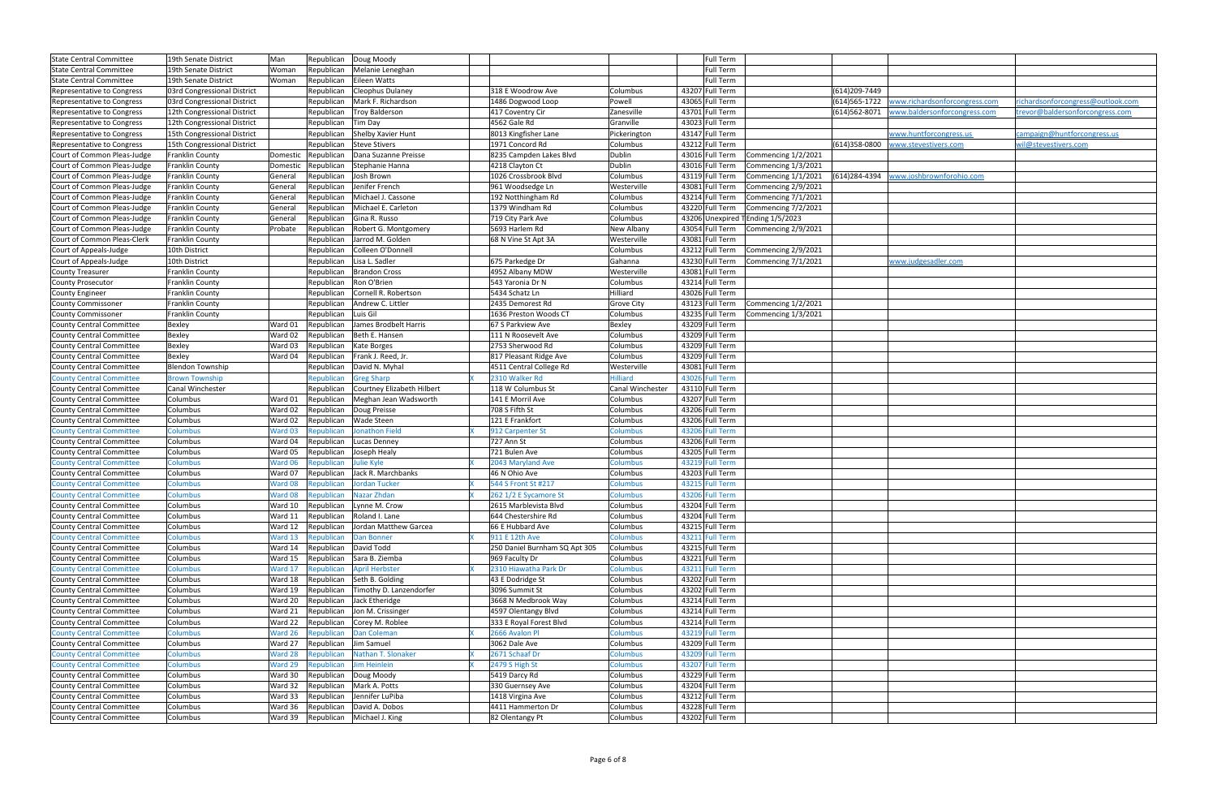| | | | | | | | | | | | | |
|---|---|---|---|---|---|---|---|---|---|---|---|---|
| State Central Committee | 19th Senate District | Man | Republican | Doug Moody | | | | | Full Term | | | | |
| State Central Committee | 19th Senate District | Woman | Republican | Melanie Leneghan | | | | | Full Term | | | | |
| State Central Committee | 19th Senate District | Woman | Republican | Eileen Watts | | | | | Full Term | | | | |
| Representative to Congress | 03rd Congressional District | | Republican | Cleophus Dulaney | | 318 E Woodrow Ave | Columbus | 43207 | Full Term | | (614)209-7449 | | |
| Representative to Congress | 03rd Congressional District | | Republican | Mark F. Richardson | | 1486 Dogwood Loop | Powell | 43065 | Full Term | | (614)565-1722 | www.richardsonforcongress.com | richardsonforcongress@outlook.com |
| Representative to Congress | 12th Congressional District | | Republican | Troy Balderson | | 417 Coventry Cir | Zanesville | 43701 | Full Term | | (614)562-8071 | www.baldersonforcongress.com | trevor@baldersonforcongress.com |
| Representative to Congress | 12th Congressional District | | Republican | Tim Day | | 4562 Gale Rd | Granville | 43023 | Full Term | | | | |
| Representative to Congress | 15th Congressional District | | Republican | Shelby Xavier Hunt | | 8013 Kingfisher Lane | Pickerington | 43147 | Full Term | | | www.huntforcongress.us | campaign@huntforcongress.us |
| Representative to Congress | 15th Congressional District | | Republican | Steve Stivers | | 1971 Concord Rd | Columbus | 43212 | Full Term | | (614)358-0800 | www.stevestivers.com | wil@stevestivers.com |
| Court of Common Pleas-Judge | Franklin County | Domestic | Republican | Dana Suzanne Preisse | | 8235 Campden Lakes Blvd | Dublin | 43016 | Full Term | Commencing 1/2/2021 | | | |
| Court of Common Pleas-Judge | Franklin County | Domestic | Republican | Stephanie Hanna | | 4218 Clayton Ct | Dublin | 43016 | Full Term | Commencing 1/3/2021 | | | |
| Court of Common Pleas-Judge | Franklin County | General | Republican | Josh Brown | | 1026 Crossbrook Blvd | Columbus | 43119 | Full Term | Commencing 1/1/2021 | (614)284-4394 | www.joshbrownforohio.com | |
| Court of Common Pleas-Judge | Franklin County | General | Republican | Jenifer French | | 961 Woodsedge Ln | Westerville | 43081 | Full Term | Commencing 2/9/2021 | | | |
| Court of Common Pleas-Judge | Franklin County | General | Republican | Michael J. Cassone | | 192 Notthingham Rd | Columbus | 43214 | Full Term | Commencing 7/1/2021 | | | |
| Court of Common Pleas-Judge | Franklin County | General | Republican | Michael E. Carleton | | 1379 Windham Rd | Columbus | 43220 | Full Term | Commencing 7/2/2021 | | | |
| Court of Common Pleas-Judge | Franklin County | General | Republican | Gina R. Russo | | 719 City Park Ave | Columbus | 43206 | Unexpired T | Ending 1/5/2023 | | | |
| Court of Common Pleas-Judge | Franklin County | Probate | Republican | Robert G. Montgomery | | 5693 Harlem Rd | New Albany | 43054 | Full Term | Commencing 2/9/2021 | | | |
| Court of Common Pleas-Clerk | Franklin County | | Republican | Jarrod M. Golden | | 68 N Vine St Apt 3A | Westerville | 43081 | Full Term | | | | |
| Court of Appeals-Judge | 10th District | | Republican | Colleen O'Donnell | | | Columbus | 43212 | Full Term | Commencing 2/9/2021 | | | |
| Court of Appeals-Judge | 10th District | | Republican | Lisa L. Sadler | | 675 Parkedge Dr | Gahanna | 43230 | Full Term | Commencing 7/1/2021 | | www.judgesadler.com | |
| County Treasurer | Franklin County | | Republican | Brandon Cross | | 4952 Albany MDW | Westerville | 43081 | Full Term | | | | |
| County Prosecutor | Franklin County | | Republican | Ron O'Brien | | 543 Yaronia Dr N | Columbus | 43214 | Full Term | | | | |
| County Engineer | Franklin County | | Republican | Cornell R. Robertson | | 5434 Schatz Ln | Hilliard | 43026 | Full Term | | | | |
| County Commissoner | Franklin County | | Republican | Andrew C. Littler | | 2435 Demorest Rd | Grove City | 43123 | Full Term | Commencing 1/2/2021 | | | |
| County Commissoner | Franklin County | | Republican | Luis Gil | | 1636 Preston Woods CT | Columbus | 43235 | Full Term | Commencing 1/3/2021 | | | |
| County Central Committee | Bexley | Ward 01 | Republican | James Brodbelt Harris | | 67 S Parkview Ave | Bexley | 43209 | Full Term | | | | |
| County Central Committee | Bexley | Ward 02 | Republican | Beth E. Hansen | | 111 N Roosevelt Ave | Columbus | 43209 | Full Term | | | | |
| County Central Committee | Bexley | Ward 03 | Republican | Kate Borges | | 2753 Sherwood Rd | Columbus | 43209 | Full Term | | | | |
| County Central Committee | Bexley | Ward 04 | Republican | Frank J. Reed, Jr. | | 817 Pleasant Ridge Ave | Columbus | 43209 | Full Term | | | | |
| County Central Committee | Blendon Township | | Republican | David N. Myhal | | 4511 Central College Rd | Westerville | 43081 | Full Term | | | | |
| County Central Committee | Brown Township | | Republican | Greg Sharp | X | 2310 Walker Rd | Hilliard | 43026 | Full Term | | | | |
| County Central Committee | Canal Winchester | | Republican | Courtney Elizabeth Hilbert | | 118 W Columbus St | Canal Winchester | 43110 | Full Term | | | | |
| County Central Committee | Columbus | Ward 01 | Republican | Meghan Jean Wadsworth | | 141 E Morril Ave | Columbus | 43207 | Full Term | | | | |
| County Central Committee | Columbus | Ward 02 | Republican | Doug Preisse | | 708 S Fifth St | Columbus | 43206 | Full Term | | | | |
| County Central Committee | Columbus | Ward 02 | Republican | Wade Steen | | 121 E Frankfort | Columbus | 43206 | Full Term | | | | |
| County Central Committee | Columbus | Ward 03 | Republican | Jonathon Field | X | 912 Carpenter St | Columbus | 43206 | Full Term | | | | |
| County Central Committee | Columbus | Ward 04 | Republican | Lucas Denney | | 727 Ann St | Columbus | 43206 | Full Term | | | | |
| County Central Committee | Columbus | Ward 05 | Republican | Joseph Healy | | 721 Bulen Ave | Columbus | 43205 | Full Term | | | | |
| County Central Committee | Columbus | Ward 06 | Republican | Julie Kyle | X | 2043 Maryland Ave | Columbus | 43219 | Full Term | | | | |
| County Central Committee | Columbus | Ward 07 | Republican | Jack R. Marchbanks | | 46 N Ohio Ave | Columbus | 43203 | Full Term | | | | |
| County Central Committee | Columbus | Ward 08 | Republican | Jordan Tucker | X | 544 S Front St #217 | Columbus | 43215 | Full Term | | | | |
| County Central Committee | Columbus | Ward 08 | Republican | Nazar Zhdan | X | 262 1/2 E Sycamore St | Columbus | 43206 | Full Term | | | | |
| County Central Committee | Columbus | Ward 10 | Republican | Lynne M. Crow | | 2615 Marblevista Blvd | Columbus | 43204 | Full Term | | | | |
| County Central Committee | Columbus | Ward 11 | Republican | Roland I. Lane | | 644 Chestershire Rd | Columbus | 43204 | Full Term | | | | |
| County Central Committee | Columbus | Ward 12 | Republican | Jordan Matthew Garcea | | 66 E Hubbard Ave | Columbus | 43215 | Full Term | | | | |
| County Central Committee | Columbus | Ward 13 | Republican | Dan Bonner | X | 911 E 12th Ave | Columbus | 43211 | Full Term | | | | |
| County Central Committee | Columbus | Ward 14 | Republican | David Todd | | 250 Daniel Burnham SQ Apt 305 | Columbus | 43215 | Full Term | | | | |
| County Central Committee | Columbus | Ward 15 | Republican | Sara B. Ziemba | | 969 Faculty Dr | Columbus | 43221 | Full Term | | | | |
| County Central Committee | Columbus | Ward 17 | Republican | April Herbster | X | 2310 Hiawatha Park Dr | Columbus | 43211 | Full Term | | | | |
| County Central Committee | Columbus | Ward 18 | Republican | Seth B. Golding | | 43 E Dodridge St | Columbus | 43202 | Full Term | | | | |
| County Central Committee | Columbus | Ward 19 | Republican | Timothy D. Lanzendorfer | | 3096 Summit St | Columbus | 43202 | Full Term | | | | |
| County Central Committee | Columbus | Ward 20 | Republican | Jack Etheridge | | 3668 N Medbrook Way | Columbus | 43214 | Full Term | | | | |
| County Central Committee | Columbus | Ward 21 | Republican | Jon M. Crissinger | | 4597 Olentangy Blvd | Columbus | 43214 | Full Term | | | | |
| County Central Committee | Columbus | Ward 22 | Republican | Corey M. Roblee | | 333 E Royal Forest Blvd | Columbus | 43214 | Full Term | | | | |
| County Central Committee | Columbus | Ward 26 | Republican | Dan Coleman | X | 2666 Avalon Pl | Columbus | 43219 | Full Term | | | | |
| County Central Committee | Columbus | Ward 27 | Republican | Jim Samuel | | 3062 Dale Ave | Columbus | 43209 | Full Term | | | | |
| County Central Committee | Columbus | Ward 28 | Republican | Nathan T. Slonaker | X | 2671 Schaaf Dr | Columbus | 43209 | Full Term | | | | |
| County Central Committee | Columbus | Ward 29 | Republican | Jim Heinlein | X | 2479 S High St | Columbus | 43207 | Full Term | | | | |
| County Central Committee | Columbus | Ward 30 | Republican | Doug Moody | | 5419 Darcy Rd | Columbus | 43229 | Full Term | | | | |
| County Central Committee | Columbus | Ward 32 | Republican | Mark A. Potts | | 330 Guernsey Ave | Columbus | 43204 | Full Term | | | | |
| County Central Committee | Columbus | Ward 33 | Republican | Jennifer LuPiba | | 1418 Virgina Ave | Columbus | 43212 | Full Term | | | | |
| County Central Committee | Columbus | Ward 36 | Republican | David A. Dobos | | 4411 Hammerton Dr | Columbus | 43228 | Full Term | | | | |
| County Central Committee | Columbus | Ward 39 | Republican | Michael J. King | | 82 Olentangy Pt | Columbus | 43202 | Full Term | | | | |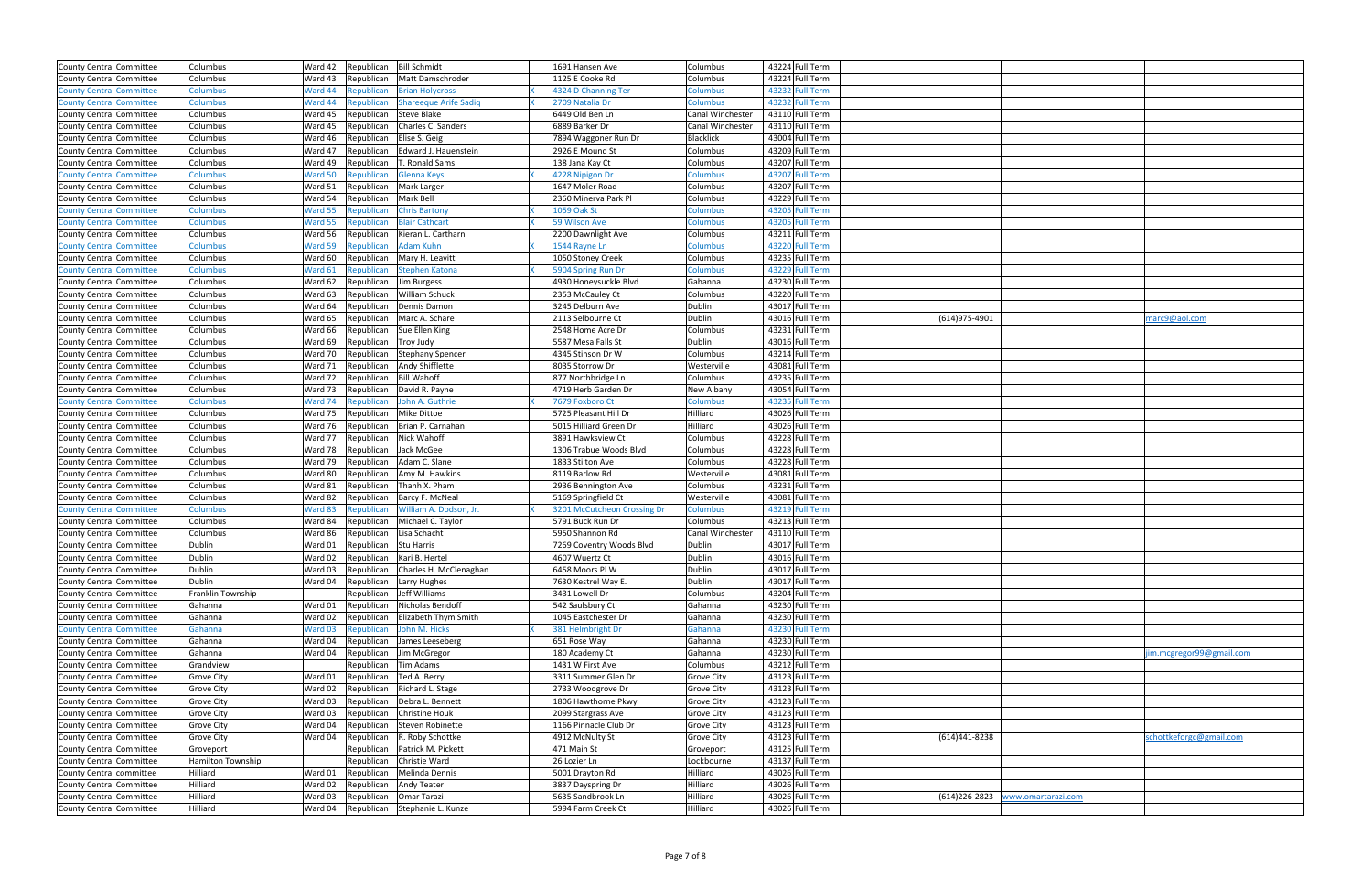| | | | | | | | | | | | | | |
|---|---|---|---|---|---|---|---|---|---|---|---|---|---|
| County Central Committee | Columbus | Ward 42 | Republican | Bill Schmidt | | 1691 Hansen Ave | Columbus | 43224 | Full Term | | | | |
| County Central Committee | Columbus | Ward 43 | Republican | Matt Damschroder | | 1125 E Cooke Rd | Columbus | 43224 | Full Term | | | | |
| County Central Committee | Columbus | Ward 44 | Republican | Brian Holycross | X | 4324 D Channing Ter | Columbus | 43232 | Full Term | | | | |
| County Central Committee | Columbus | Ward 44 | Republican | Shareeque Arife Sadiq | X | 2709 Natalia Dr | Columbus | 43232 | Full Term | | | | |
| County Central Committee | Columbus | Ward 45 | Republican | Steve Blake | | 6449 Old Ben Ln | Canal Winchester | 43110 | Full Term | | | | |
| County Central Committee | Columbus | Ward 45 | Republican | Charles C. Sanders | | 6889 Barker Dr | Canal Winchester | 43110 | Full Term | | | | |
| County Central Committee | Columbus | Ward 46 | Republican | Elise S. Geig | | 7894 Waggoner Run Dr | Blacklick | 43004 | Full Term | | | | |
| County Central Committee | Columbus | Ward 47 | Republican | Edward J. Hauenstein | | 2926 E Mound St | Columbus | 43209 | Full Term | | | | |
| County Central Committee | Columbus | Ward 49 | Republican | T. Ronald Sams | | 138 Jana Kay Ct | Columbus | 43207 | Full Term | | | | |
| County Central Committee | Columbus | Ward 50 | Republican | Glenna Keys | X | 4228 Nipigon Dr | Columbus | 43207 | Full Term | | | | |
| County Central Committee | Columbus | Ward 51 | Republican | Mark Larger | | 1647 Moler Road | Columbus | 43207 | Full Term | | | | |
| County Central Committee | Columbus | Ward 54 | Republican | Mark Bell | | 2360 Minerva Park Pl | Columbus | 43229 | Full Term | | | | |
| County Central Committee | Columbus | Ward 55 | Republican | Chris Bartony | X | 1059 Oak St | Columbus | 43205 | Full Term | | | | |
| County Central Committee | Columbus | Ward 55 | Republican | Blair Cathcart | X | 59 Wilson Ave | Columbus | 43205 | Full Term | | | | |
| County Central Committee | Columbus | Ward 56 | Republican | Kieran L. Cartharn | | 2200 Dawnlight Ave | Columbus | 43211 | Full Term | | | | |
| County Central Committee | Columbus | Ward 59 | Republican | Adam Kuhn | X | 1544 Rayne Ln | Columbus | 43220 | Full Term | | | | |
| County Central Committee | Columbus | Ward 60 | Republican | Mary H. Leavitt | | 1050 Stoney Creek | Columbus | 43235 | Full Term | | | | |
| County Central Committee | Columbus | Ward 61 | Republican | Stephen Katona | X | 5904 Spring Run Dr | Columbus | 43229 | Full Term | | | | |
| County Central Committee | Columbus | Ward 62 | Republican | Jim Burgess | | 4930 Honeysuckle Blvd | Gahanna | 43230 | Full Term | | | | |
| County Central Committee | Columbus | Ward 63 | Republican | William Schuck | | 2353 McCauley Ct | Columbus | 43220 | Full Term | | | | |
| County Central Committee | Columbus | Ward 64 | Republican | Dennis Damon | | 3245 Delburn Ave | Dublin | 43017 | Full Term | | | | |
| County Central Committee | Columbus | Ward 65 | Republican | Marc A. Schare | | 2113 Selbourne Ct | Dublin | 43016 | Full Term | | (614)975-4901 | | marc9@aol.com |
| County Central Committee | Columbus | Ward 66 | Republican | Sue Ellen King | | 2548 Home Acre Dr | Columbus | 43231 | Full Term | | | | |
| County Central Committee | Columbus | Ward 69 | Republican | Troy Judy | | 5587 Mesa Falls St | Dublin | 43016 | Full Term | | | | |
| County Central Committee | Columbus | Ward 70 | Republican | Stephany Spencer | | 4345 Stinson Dr W | Columbus | 43214 | Full Term | | | | |
| County Central Committee | Columbus | Ward 71 | Republican | Andy Shifflette | | 8035 Storrow Dr | Westerville | 43081 | Full Term | | | | |
| County Central Committee | Columbus | Ward 72 | Republican | Bill Wahoff | | 877 Northbridge Ln | Columbus | 43235 | Full Term | | | | |
| County Central Committee | Columbus | Ward 73 | Republican | David R. Payne | | 4719 Herb Garden Dr | New Albany | 43054 | Full Term | | | | |
| County Central Committee | Columbus | Ward 74 | Republican | John A. Guthrie | X | 7679 Foxboro Ct | Columbus | 43235 | Full Term | | | | |
| County Central Committee | Columbus | Ward 75 | Republican | Mike Dittoe | | 5725 Pleasant Hill Dr | Hilliard | 43026 | Full Term | | | | |
| County Central Committee | Columbus | Ward 76 | Republican | Brian P. Carnahan | | 5015 Hilliard Green Dr | Hilliard | 43026 | Full Term | | | | |
| County Central Committee | Columbus | Ward 77 | Republican | Nick Wahoff | | 3891 Hawksview Ct | Columbus | 43228 | Full Term | | | | |
| County Central Committee | Columbus | Ward 78 | Republican | Jack McGee | | 1306 Trabue Woods Blvd | Columbus | 43228 | Full Term | | | | |
| County Central Committee | Columbus | Ward 79 | Republican | Adam C. Slane | | 1833 Stilton Ave | Columbus | 43228 | Full Term | | | | |
| County Central Committee | Columbus | Ward 80 | Republican | Amy M. Hawkins | | 8119 Barlow Rd | Westerville | 43081 | Full Term | | | | |
| County Central Committee | Columbus | Ward 81 | Republican | Thanh X. Pham | | 2936 Bennington Ave | Columbus | 43231 | Full Term | | | | |
| County Central Committee | Columbus | Ward 82 | Republican | Barcy F. McNeal | | 5169 Springfield Ct | Westerville | 43081 | Full Term | | | | |
| County Central Committee | Columbus | Ward 83 | Republican | William A. Dodson, Jr. | X | 3201 McCutcheon Crossing Dr | Columbus | 43219 | Full Term | | | | |
| County Central Committee | Columbus | Ward 84 | Republican | Michael C. Taylor | | 5791 Buck Run Dr | Columbus | 43213 | Full Term | | | | |
| County Central Committee | Columbus | Ward 86 | Republican | Lisa Schacht | | 5950 Shannon Rd | Canal Winchester | 43110 | Full Term | | | | |
| County Central Committee | Dublin | Ward 01 | Republican | Stu Harris | | 7269 Coventry Woods Blvd | Dublin | 43017 | Full Term | | | | |
| County Central Committee | Dublin | Ward 02 | Republican | Kari B. Hertel | | 4607 Wuertz Ct | Dublin | 43016 | Full Term | | | | |
| County Central Committee | Dublin | Ward 03 | Republican | Charles H. McClenaghan | | 6458 Moors Pl W | Dublin | 43017 | Full Term | | | | |
| County Central Committee | Dublin | Ward 04 | Republican | Larry Hughes | | 7630 Kestrel Way E. | Dublin | 43017 | Full Term | | | | |
| County Central Committee | Franklin Township | | Republican | Jeff Williams | | 3431 Lowell Dr | Columbus | 43204 | Full Term | | | | |
| County Central Committee | Gahanna | Ward 01 | Republican | Nicholas Bendoff | | 542 Saulsbury Ct | Gahanna | 43230 | Full Term | | | | |
| County Central Committee | Gahanna | Ward 02 | Republican | Elizabeth Thym Smith | | 1045 Eastchester Dr | Gahanna | 43230 | Full Term | | | | |
| County Central Committee | Gahanna | Ward 03 | Republican | John M. Hicks | X | 381 Helmbright Dr | Gahanna | 43230 | Full Term | | | | |
| County Central Committee | Gahanna | Ward 04 | Republican | James Leeseberg | | 651 Rose Way | Gahanna | 43230 | Full Term | | | | |
| County Central Committee | Gahanna | Ward 04 | Republican | Jim McGregor | | 180 Academy Ct | Gahanna | 43230 | Full Term | | | | jim.mcgregor99@gmail.com |
| County Central Committee | Grandview | | Republican | Tim Adams | | 1431 W First Ave | Columbus | 43212 | Full Term | | | | |
| County Central Committee | Grove City | Ward 01 | Republican | Ted A. Berry | | 3311 Summer Glen Dr | Grove City | 43123 | Full Term | | | | |
| County Central Committee | Grove City | Ward 02 | Republican | Richard L. Stage | | 2733 Woodgrove Dr | Grove City | 43123 | Full Term | | | | |
| County Central Committee | Grove City | Ward 03 | Republican | Debra L. Bennett | | 1806 Hawthorne Pkwy | Grove City | 43123 | Full Term | | | | |
| County Central Committee | Grove City | Ward 03 | Republican | Christine Houk | | 2099 Stargrass Ave | Grove City | 43123 | Full Term | | | | |
| County Central Committee | Grove City | Ward 04 | Republican | Steven Robinette | | 1166 Pinnacle Club Dr | Grove City | 43123 | Full Term | | | | |
| County Central Committee | Grove City | Ward 04 | Republican | R. Roby Schottke | | 4912 McNulty St | Grove City | 43123 | Full Term | | (614)441-8238 | | schottkeforgc@gmail.com |
| County Central Committee | Groveport | | Republican | Patrick M. Pickett | | 471 Main St | Groveport | 43125 | Full Term | | | | |
| County Central Committee | Hamilton Township | | Republican | Christie Ward | | 26 Lozier Ln | Lockbourne | 43137 | Full Term | | | | |
| County Central committee | Hilliard | Ward 01 | Republican | Melinda Dennis | | 5001 Drayton Rd | Hilliard | 43026 | Full Term | | | | |
| County Central Committee | Hilliard | Ward 02 | Republican | Andy Teater | | 3837 Dayspring Dr | Hilliard | 43026 | Full Term | | | | |
| County Central Committee | Hilliard | Ward 03 | Republican | Omar Tarazi | | 5635 Sandbrook Ln | Hilliard | 43026 | Full Term | | (614)226-2823 | www.omartarazi.com | |
| County Central Committee | Hilliard | Ward 04 | Republican | Stephanie L. Kunze | | 5994 Farm Creek Ct | Hilliard | 43026 | Full Term | | | | |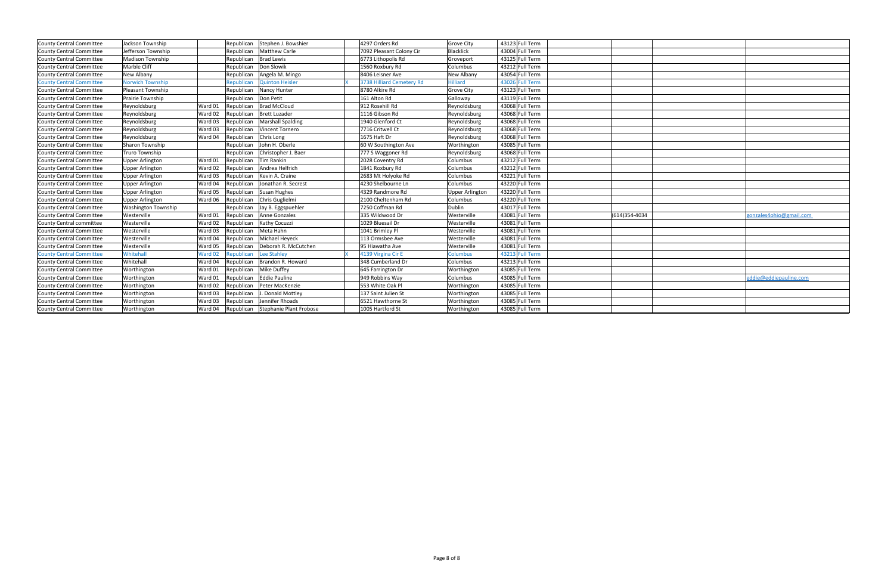| | | | | | | | | | | | | | | |
|---|---|---|---|---|---|---|---|---|---|---|---|---|---|---|
| County Central Committee | Jackson Township | | Republican | Stephen J. Bowshier | | 4297 Orders Rd | Grove City | 43123 | Full Term | | | | |
| County Central Committee | Jefferson Township | | Republican | Matthew Carle | | 7092 Pleasant Colony Cir | Blacklick | 43004 | Full Term | | | | |
| County Central Committee | Madison Township | | Republican | Brad Lewis | | 6773 Lithopolis Rd | Groveport | 43125 | Full Term | | | | |
| County Central Committee | Marble Cliff | | Republican | Don Slowik | | 1560 Roxbury Rd | Columbus | 43212 | Full Term | | | | |
| County Central Committee | New Albany | | Republican | Angela M. Mingo | | 8406 Leisner Ave | New Albany | 43054 | Full Term | | | | |
| County Central Committee | Norwich Township | | Republican | Quinton Heisler | X | 3738 Hilliard Cemetery Rd | Hilliard | 43026 | Full Term | | | | |
| County Central Committee | Pleasant Township | | Republican | Nancy Hunter | | 8780 Alkire Rd | Grove City | 43123 | Full Term | | | | |
| County Central Committee | Prairie Township | | Republican | Don Petit | | 161 Alton Rd | Galloway | 43119 | Full Term | | | | |
| County Central Committee | Reynoldsburg | Ward 01 | Republican | Brad McCloud | | 912 Rosehill Rd | Reynoldsburg | 43068 | Full Term | | | | |
| County Central Committee | Reynoldsburg | Ward 02 | Republican | Brett Luzader | | 1116 Gibson Rd | Reynoldsburg | 43068 | Full Term | | | | |
| County Central Committee | Reynoldsburg | Ward 03 | Republican | Marshall Spalding | | 1940 Glenford Ct | Reynoldsburg | 43068 | Full Term | | | | |
| County Central Committee | Reynoldsburg | Ward 03 | Republican | Vincent Tornero | | 7716 Critwell Ct | Reynoldsburg | 43068 | Full Term | | | | |
| County Central Committee | Reynoldsburg | Ward 04 | Republican | Chris Long | | 1675 Haft Dr | Reynoldsburg | 43068 | Full Term | | | | |
| County Central Committee | Sharon Township | | Republican | John H. Oberle | | 60 W Southington Ave | Worthington | 43085 | Full Term | | | | |
| County Central Committee | Truro Township | | Republican | Christopher J. Baer | | 777 S Waggoner Rd | Reynoldsburg | 43068 | Full Term | | | | |
| County Central Committee | Upper Arlington | Ward 01 | Republican | Tim Rankin | | 2028 Coventry Rd | Columbus | 43212 | Full Term | | | | |
| County Central Committee | Upper Arlington | Ward 02 | Republican | Andrea Helfrich | | 1841 Roxbury Rd | Columbus | 43212 | Full Term | | | | |
| County Central Committee | Upper Arlington | Ward 03 | Republican | Kevin A. Craine | | 2683 Mt Holyoke Rd | Columbus | 43221 | Full Term | | | | |
| County Central Committee | Upper Arlington | Ward 04 | Republican | Jonathan R. Secrest | | 4230 Shelbourne Ln | Columbus | 43220 | Full Term | | | | |
| County Central Committee | Upper Arlington | Ward 05 | Republican | Susan Hughes | | 4329 Randmore Rd | Upper Arlington | 43220 | Full Term | | | | |
| County Central Committee | Upper Arlington | Ward 06 | Republican | Chris Guglielmi | | 2100 Cheltenham Rd | Columbus | 43220 | Full Term | | | | |
| County Central Committee | Washington Township | | Republican | Jay B. Eggspuehler | | 7250 Coffman Rd | Dublin | 43017 | Full Term | | | | |
| County Central Committee | Westerville | Ward 01 | Republican | Anne Gonzales | | 335 Wildwood Dr | Westerville | 43081 | Full Term | | (614)354-4034 | | gonzales4ohio@gmail.com |
| County Central committee | Westerville | Ward 02 | Republican | Kathy Cocuzzi | | 1029 Bluesail Dr | Westerville | 43081 | Full Term | | | | |
| County Central Committee | Westerville | Ward 03 | Republican | Meta Hahn | | 1041 Brimley Pl | Westerville | 43081 | Full Term | | | | |
| County Central Committee | Westerville | Ward 04 | Republican | Michael Heyeck | | 113 Ormsbee Ave | Westerville | 43081 | Full Term | | | | |
| County Central Committee | Westerville | Ward 05 | Republican | Deborah R. McCutchen | | 95 Hiawatha Ave | Westerville | 43081 | Full Term | | | | |
| County Central Committee | Whitehall | Ward 02 | Republican | Lee Stahley | X | 4139 Virgina Cir E | Columbus | 43213 | Full Term | | | | |
| County Central Committee | Whitehall | Ward 04 | Republican | Brandon R. Howard | | 348 Cumberland Dr | Columbus | 43213 | Full Term | | | | |
| County Central Committee | Worthington | Ward 01 | Republican | Mike Duffey | | 645 Farrington Dr | Worthington | 43085 | Full Term | | | | |
| County Central Committee | Worthington | Ward 01 | Republican | Eddie Pauline | | 949 Robbins Way | Columbus | 43085 | Full Term | | | | eddie@eddiepauline.com |
| County Central Committee | Worthington | Ward 02 | Republican | Peter MacKenzie | | 553 White Oak Pl | Worthington | 43085 | Full Term | | | | |
| County Central Committee | Worthington | Ward 03 | Republican | J. Donald Mottley | | 137 Saint Julien St | Worthington | 43085 | Full Term | | | | |
| County Central Committee | Worthington | Ward 03 | Republican | Jennifer Rhoads | | 6521 Hawthorne St | Worthington | 43085 | Full Term | | | | |
| County Central Committee | Worthington | Ward 04 | Republican | Stephanie Plant Frobose | | 1005 Hartford St | Worthington | 43085 | Full Term | | | | |